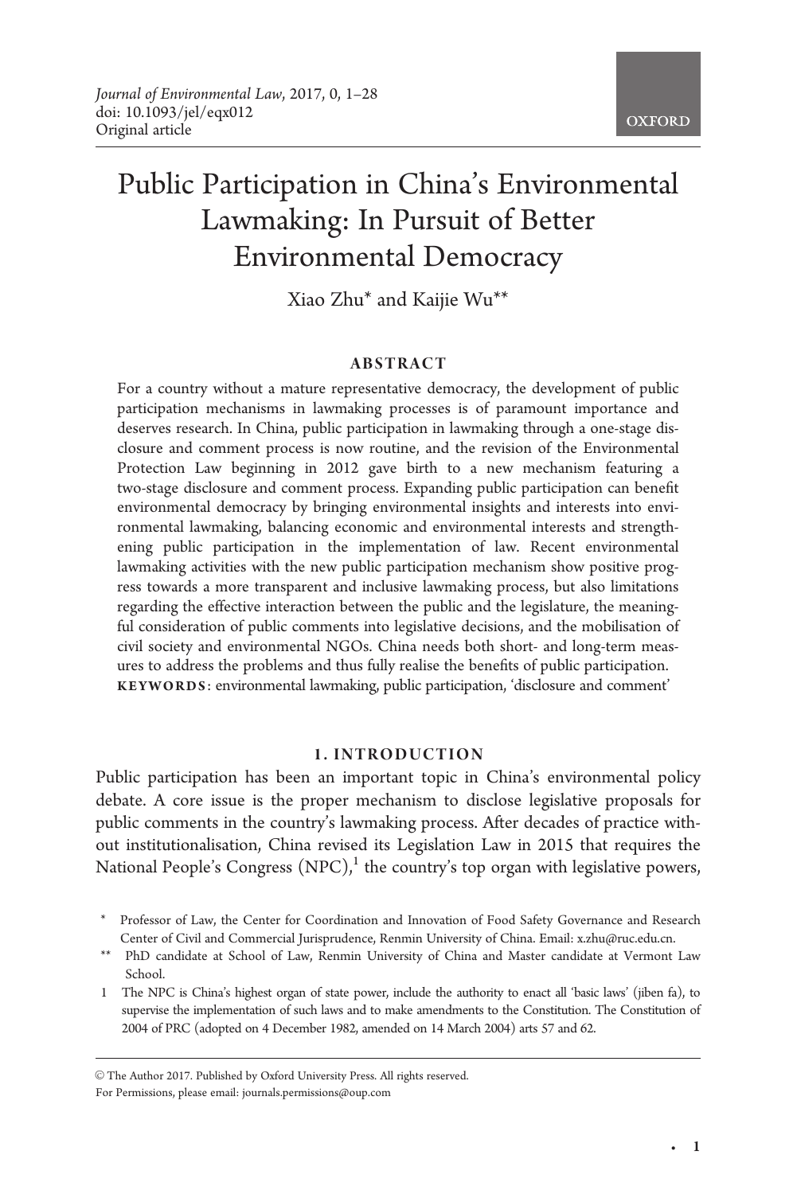*Journal of Environmental Law*, 2017, 0, 1–28
doi: 10.1093/jel/eqx012
Original article

# Public Participation in China's Environmental Lawmaking: In Pursuit of Better Environmental Democracy

Xiao Zhu* and Kaijie Wu**

## ABSTRACT

For a country without a mature representative democracy, the development of public participation mechanisms in lawmaking processes is of paramount importance and deserves research. In China, public participation in lawmaking through a one-stage disclosure and comment process is now routine, and the revision of the Environmental Protection Law beginning in 2012 gave birth to a new mechanism featuring a two-stage disclosure and comment process. Expanding public participation can benefit environmental democracy by bringing environmental insights and interests into environmental lawmaking, balancing economic and environmental interests and strengthening public participation in the implementation of law. Recent environmental lawmaking activities with the new public participation mechanism show positive progress towards a more transparent and inclusive lawmaking process, but also limitations regarding the effective interaction between the public and the legislature, the meaningful consideration of public comments into legislative decisions, and the mobilisation of civil society and environmental NGOs. China needs both short- and long-term measures to address the problems and thus fully realise the benefits of public participation.

**KEYWORDS**: environmental lawmaking, public participation, 'disclosure and comment'

## 1. INTRODUCTION

Public participation has been an important topic in China's environmental policy debate. A core issue is the proper mechanism to disclose legislative proposals for public comments in the country's lawmaking process. After decades of practice without institutionalisation, China revised its Legislation Law in 2015 that requires the National People's Congress (NPC),[1] the country's top organ with legislative powers,

\* Professor of Law, the Center for Coordination and Innovation of Food Safety Governance and Research Center of Civil and Commercial Jurisprudence, Renmin University of China. Email: x.zhu@ruc.edu.cn.

\*\* PhD candidate at School of Law, Renmin University of China and Master candidate at Vermont Law School.

1 The NPC is China's highest organ of state power, include the authority to enact all 'basic laws' (jiben fa), to supervise the implementation of such laws and to make amendments to the Constitution. The Constitution of 2004 of PRC (adopted on 4 December 1982, amended on 14 March 2004) arts 57 and 62.

© The Author 2017. Published by Oxford University Press. All rights reserved.
For Permissions, please email: journals.permissions@oup.com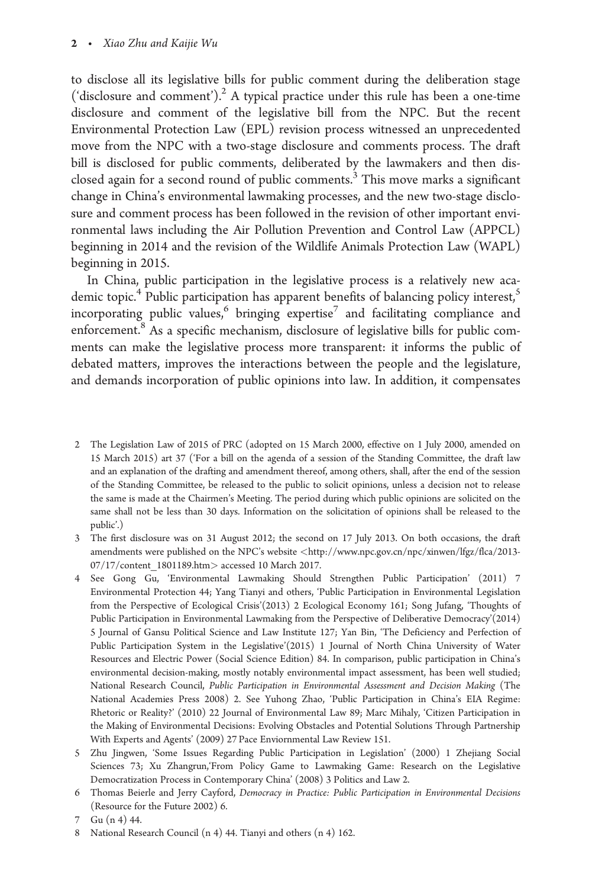to disclose all its legislative bills for public comment during the deliberation stage ('disclosure and comment').[2] A typical practice under this rule has been a one-time disclosure and comment of the legislative bill from the NPC. But the recent Environmental Protection Law (EPL) revision process witnessed an unprecedented move from the NPC with a two-stage disclosure and comments process. The draft bill is disclosed for public comments, deliberated by the lawmakers and then disclosed again for a second round of public comments.[3] This move marks a significant change in China's environmental lawmaking processes, and the new two-stage disclosure and comment process has been followed in the revision of other important environmental laws including the Air Pollution Prevention and Control Law (APPCL) beginning in 2014 and the revision of the Wildlife Animals Protection Law (WAPL) beginning in 2015.

In China, public participation in the legislative process is a relatively new academic topic.[4] Public participation has apparent benefits of balancing policy interest,[5] incorporating public values,[6] bringing expertise[7] and facilitating compliance and enforcement.[8] As a specific mechanism, disclosure of legislative bills for public comments can make the legislative process more transparent: it informs the public of debated matters, improves the interactions between the people and the legislature, and demands incorporation of public opinions into law. In addition, it compensates

2 The Legislation Law of 2015 of PRC (adopted on 15 March 2000, effective on 1 July 2000, amended on 15 March 2015) art 37 ('For a bill on the agenda of a session of the Standing Committee, the draft law and an explanation of the drafting and amendment thereof, among others, shall, after the end of the session of the Standing Committee, be released to the public to solicit opinions, unless a decision not to release the same is made at the Chairmen's Meeting. The period during which public opinions are solicited on the same shall not be less than 30 days. Information on the solicitation of opinions shall be released to the public'.)

3 The first disclosure was on 31 August 2012; the second on 17 July 2013. On both occasions, the draft amendments were published on the NPC's website <http://www.npc.gov.cn/npc/xinwen/lfgz/flca/2013-07/17/content_1801189.htm> accessed 10 March 2017.

4 See Gong Gu, 'Environmental Lawmaking Should Strengthen Public Participation' (2011) 7 Environmental Protection 44; Yang Tianyi and others, 'Public Participation in Environmental Legislation from the Perspective of Ecological Crisis'(2013) 2 Ecological Economy 161; Song Jufang, 'Thoughts of Public Participation in Environmental Lawmaking from the Perspective of Deliberative Democracy'(2014) 5 Journal of Gansu Political Science and Law Institute 127; Yan Bin, 'The Deficiency and Perfection of Public Participation System in the Legislative'(2015) 1 Journal of North China University of Water Resources and Electric Power (Social Science Edition) 84. In comparison, public participation in China's environmental decision-making, mostly notably environmental impact assessment, has been well studied; National Research Council, *Public Participation in Environmental Assessment and Decision Making* (The National Academies Press 2008) 2. See Yuhong Zhao, 'Public Participation in China's EIA Regime: Rhetoric or Reality?' (2010) 22 Journal of Environmental Law 89; Marc Mihaly, 'Citizen Participation in the Making of Environmental Decisions: Evolving Obstacles and Potential Solutions Through Partnership With Experts and Agents' (2009) 27 Pace Enviornmental Law Review 151.

5 Zhu Jingwen, 'Some Issues Regarding Public Participation in Legislation' (2000) 1 Zhejiang Social Sciences 73; Xu Zhangrun,'From Policy Game to Lawmaking Game: Research on the Legislative Democratization Process in Contemporary China' (2008) 3 Politics and Law 2.

6 Thomas Beierle and Jerry Cayford, *Democracy in Practice: Public Participation in Environmental Decisions* (Resource for the Future 2002) 6.

7 Gu (n 4) 44.

8 National Research Council (n 4) 44. Tianyi and others (n 4) 162.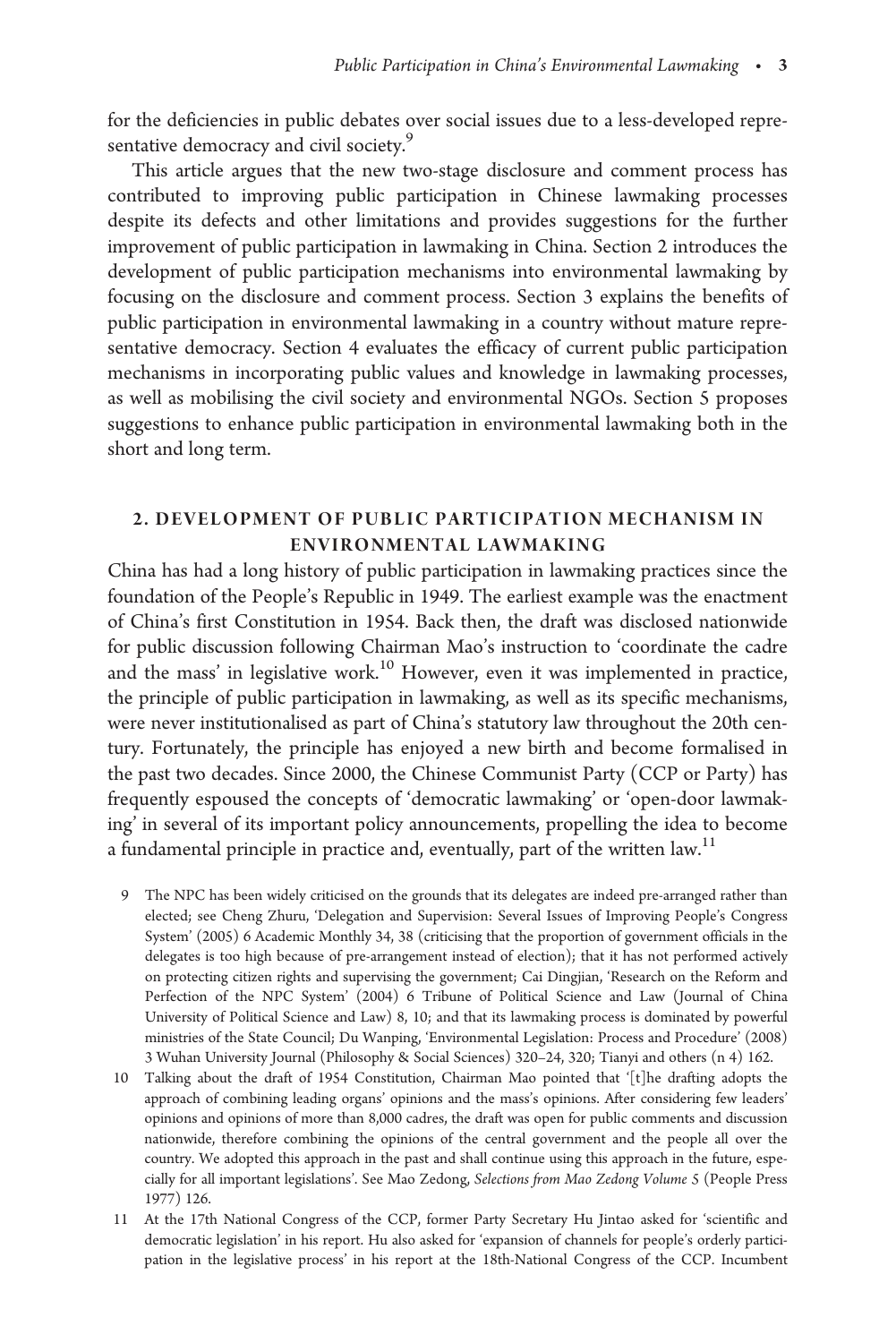for the deficiencies in public debates over social issues due to a less-developed representative democracy and civil society.[9]

This article argues that the new two-stage disclosure and comment process has contributed to improving public participation in Chinese lawmaking processes despite its defects and other limitations and provides suggestions for the further improvement of public participation in lawmaking in China. Section 2 introduces the development of public participation mechanisms into environmental lawmaking by focusing on the disclosure and comment process. Section 3 explains the benefits of public participation in environmental lawmaking in a country without mature representative democracy. Section 4 evaluates the efficacy of current public participation mechanisms in incorporating public values and knowledge in lawmaking processes, as well as mobilising the civil society and environmental NGOs. Section 5 proposes suggestions to enhance public participation in environmental lawmaking both in the short and long term.

## 2. DEVELOPMENT OF PUBLIC PARTICIPATION MECHANISM IN ENVIRONMENTAL LAWMAKING

China has had a long history of public participation in lawmaking practices since the foundation of the People's Republic in 1949. The earliest example was the enactment of China's first Constitution in 1954. Back then, the draft was disclosed nationwide for public discussion following Chairman Mao's instruction to 'coordinate the cadre and the mass' in legislative work.[10] However, even it was implemented in practice, the principle of public participation in lawmaking, as well as its specific mechanisms, were never institutionalised as part of China's statutory law throughout the 20th century. Fortunately, the principle has enjoyed a new birth and become formalised in the past two decades. Since 2000, the Chinese Communist Party (CCP or Party) has frequently espoused the concepts of 'democratic lawmaking' or 'open-door lawmaking' in several of its important policy announcements, propelling the idea to become a fundamental principle in practice and, eventually, part of the written law.[11]

9 The NPC has been widely criticised on the grounds that its delegates are indeed pre-arranged rather than elected; see Cheng Zhuru, 'Delegation and Supervision: Several Issues of Improving People's Congress System' (2005) 6 Academic Monthly 34, 38 (criticising that the proportion of government officials in the delegates is too high because of pre-arrangement instead of election); that it has not performed actively on protecting citizen rights and supervising the government; Cai Dingjian, 'Research on the Reform and Perfection of the NPC System' (2004) 6 Tribune of Political Science and Law (Journal of China University of Political Science and Law) 8, 10; and that its lawmaking process is dominated by powerful ministries of the State Council; Du Wanping, 'Environmental Legislation: Process and Procedure' (2008) 3 Wuhan University Journal (Philosophy & Social Sciences) 320–24, 320; Tianyi and others (n 4) 162.

10 Talking about the draft of 1954 Constitution, Chairman Mao pointed that '[t]he drafting adopts the approach of combining leading organs' opinions and the mass's opinions. After considering few leaders' opinions and opinions of more than 8,000 cadres, the draft was open for public comments and discussion nationwide, therefore combining the opinions of the central government and the people all over the country. We adopted this approach in the past and shall continue using this approach in the future, especially for all important legislations'. See Mao Zedong, *Selections from Mao Zedong Volume 5* (People Press 1977) 126.

11 At the 17th National Congress of the CCP, former Party Secretary Hu Jintao asked for 'scientific and democratic legislation' in his report. Hu also asked for 'expansion of channels for people's orderly participation in the legislative process' in his report at the 18th-National Congress of the CCP. Incumbent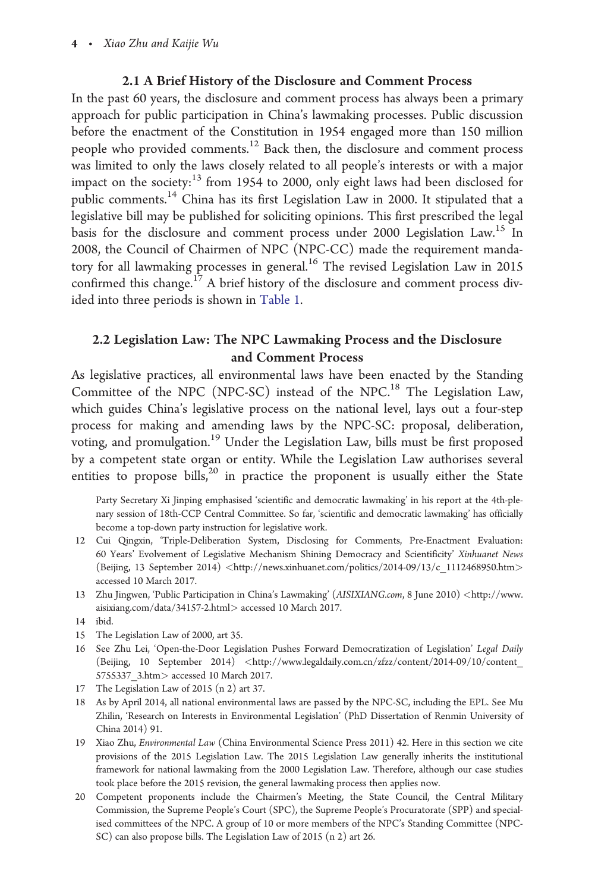### 2.1 A Brief History of the Disclosure and Comment Process

In the past 60 years, the disclosure and comment process has always been a primary approach for public participation in China's lawmaking processes. Public discussion before the enactment of the Constitution in 1954 engaged more than 150 million people who provided comments.[12] Back then, the disclosure and comment process was limited to only the laws closely related to all people's interests or with a major impact on the society:[13] from 1954 to 2000, only eight laws had been disclosed for public comments.[14] China has its first Legislation Law in 2000. It stipulated that a legislative bill may be published for soliciting opinions. This first prescribed the legal basis for the disclosure and comment process under 2000 Legislation Law.[15] In 2008, the Council of Chairmen of NPC (NPC-CC) made the requirement mandatory for all lawmaking processes in general.[16] The revised Legislation Law in 2015 confirmed this change.[17] A brief history of the disclosure and comment process divided into three periods is shown in Table 1.

### 2.2 Legislation Law: The NPC Lawmaking Process and the Disclosure and Comment Process

As legislative practices, all environmental laws have been enacted by the Standing Committee of the NPC (NPC-SC) instead of the NPC.[18] The Legislation Law, which guides China's legislative process on the national level, lays out a four-step process for making and amending laws by the NPC-SC: proposal, deliberation, voting, and promulgation.[19] Under the Legislation Law, bills must be first proposed by a competent state organ or entity. While the Legislation Law authorises several entities to propose bills,[20] in practice the proponent is usually either the State

Party Secretary Xi Jinping emphasised 'scientific and democratic lawmaking' in his report at the 4th-plenary session of 18th-CCP Central Committee. So far, 'scientific and democratic lawmaking' has officially become a top-down party instruction for legislative work.

12 Cui Qingxin, 'Triple-Deliberation System, Disclosing for Comments, Pre-Enactment Evaluation: 60 Years' Evolvement of Legislative Mechanism Shining Democracy and Scientificity' *Xinhuanet News* (Beijing, 13 September 2014) <http://news.xinhuanet.com/politics/2014-09/13/c_1112468950.htm> accessed 10 March 2017.

13 Zhu Jingwen, 'Public Participation in China's Lawmaking' (*AISIXIANG.com*, 8 June 2010) <http://www.aisixiang.com/data/34157-2.html> accessed 10 March 2017.

14 ibid.

15 The Legislation Law of 2000, art 35.

16 See Zhu Lei, 'Open-the-Door Legislation Pushes Forward Democratization of Legislation' *Legal Daily* (Beijing, 10 September 2014) <http://www.legaldaily.com.cn/zfzz/content/2014-09/10/content_5755337_3.htm> accessed 10 March 2017.

17 The Legislation Law of 2015 (n 2) art 37.

18 As by April 2014, all national environmental laws are passed by the NPC-SC, including the EPL. See Mu Zhilin, 'Research on Interests in Environmental Legislation' (PhD Dissertation of Renmin University of China 2014) 91.

19 Xiao Zhu, *Environmental Law* (China Environmental Science Press 2011) 42. Here in this section we cite provisions of the 2015 Legislation Law. The 2015 Legislation Law generally inherits the institutional framework for national lawmaking from the 2000 Legislation Law. Therefore, although our case studies took place before the 2015 revision, the general lawmaking process then applies now.

20 Competent proponents include the Chairmen's Meeting, the State Council, the Central Military Commission, the Supreme People's Court (SPC), the Supreme People's Procuratorate (SPP) and specialised committees of the NPC. A group of 10 or more members of the NPC's Standing Committee (NPC-SC) can also propose bills. The Legislation Law of 2015 (n 2) art 26.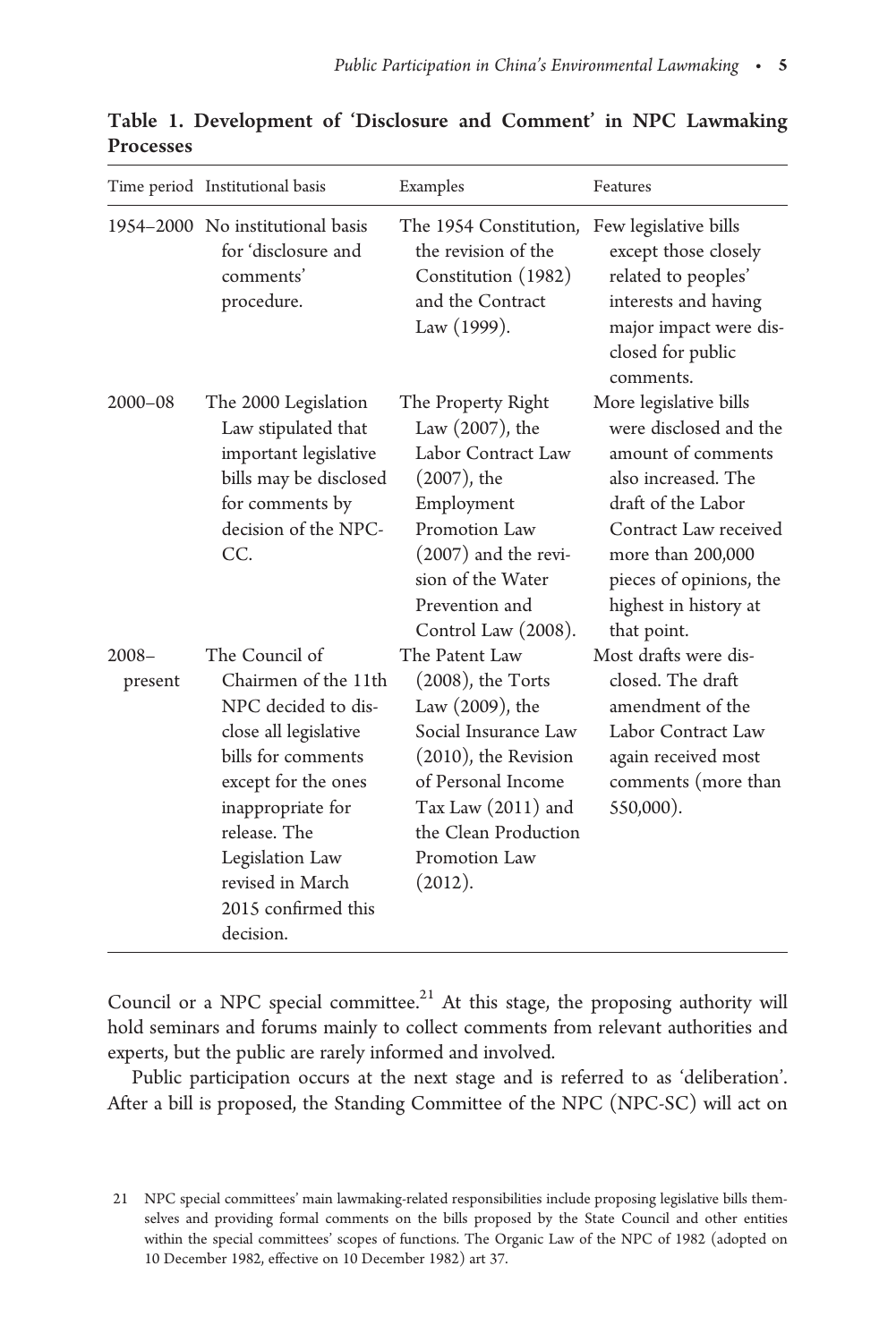**Table 1. Development of 'Disclosure and Comment' in NPC Lawmaking Processes**

| Time period | Institutional basis | Examples | Features |
|---|---|---|---|
| 1954–2000 | No institutional basis for 'disclosure and comments' procedure. | The 1954 Constitution, the revision of the Constitution (1982) and the Contract Law (1999). | Few legislative bills except those closely related to peoples' interests and having major impact were disclosed for public comments. |
| 2000–08 | The 2000 Legislation Law stipulated that important legislative bills may be disclosed for comments by decision of the NPC-CC. | The Property Right Law (2007), the Labor Contract Law (2007), the Employment Promotion Law (2007) and the revision of the Water Prevention and Control Law (2008). | More legislative bills were disclosed and the amount of comments also increased. The draft of the Labor Contract Law received more than 200,000 pieces of opinions, the highest in history at that point. |
| 2008–present | The Council of Chairmen of the 11th NPC decided to disclose all legislative bills for comments except for the ones inappropriate for release. The Legislation Law revised in March 2015 confirmed this decision. | The Patent Law (2008), the Torts Law (2009), the Social Insurance Law (2010), the Revision of Personal Income Tax Law (2011) and the Clean Production Promotion Law (2012). | Most drafts were disclosed. The draft amendment of the Labor Contract Law again received most comments (more than 550,000). |

Council or a NPC special committee.[21] At this stage, the proposing authority will hold seminars and forums mainly to collect comments from relevant authorities and experts, but the public are rarely informed and involved.

Public participation occurs at the next stage and is referred to as 'deliberation'. After a bill is proposed, the Standing Committee of the NPC (NPC-SC) will act on

21 NPC special committees' main lawmaking-related responsibilities include proposing legislative bills themselves and providing formal comments on the bills proposed by the State Council and other entities within the special committees' scopes of functions. The Organic Law of the NPC of 1982 (adopted on 10 December 1982, effective on 10 December 1982) art 37.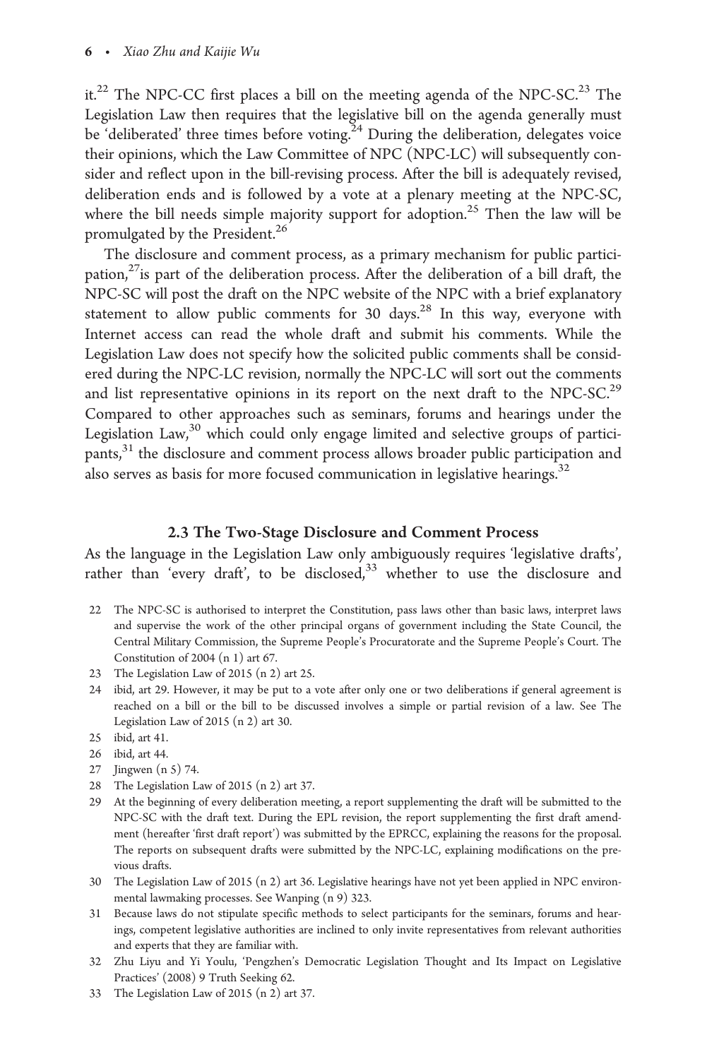it.[22] The NPC-CC first places a bill on the meeting agenda of the NPC-SC.[23] The Legislation Law then requires that the legislative bill on the agenda generally must be 'deliberated' three times before voting.[24] During the deliberation, delegates voice their opinions, which the Law Committee of NPC (NPC-LC) will subsequently consider and reflect upon in the bill-revising process. After the bill is adequately revised, deliberation ends and is followed by a vote at a plenary meeting at the NPC-SC, where the bill needs simple majority support for adoption.[25] Then the law will be promulgated by the President.[26]

The disclosure and comment process, as a primary mechanism for public participation,[27]is part of the deliberation process. After the deliberation of a bill draft, the NPC-SC will post the draft on the NPC website of the NPC with a brief explanatory statement to allow public comments for 30 days.[28] In this way, everyone with Internet access can read the whole draft and submit his comments. While the Legislation Law does not specify how the solicited public comments shall be considered during the NPC-LC revision, normally the NPC-LC will sort out the comments and list representative opinions in its report on the next draft to the NPC-SC.[29] Compared to other approaches such as seminars, forums and hearings under the Legislation Law,[30] which could only engage limited and selective groups of participants,[31] the disclosure and comment process allows broader public participation and also serves as basis for more focused communication in legislative hearings.[32]

### 2.3 The Two-Stage Disclosure and Comment Process

As the language in the Legislation Law only ambiguously requires 'legislative drafts', rather than 'every draft', to be disclosed,[33] whether to use the disclosure and

22 The NPC-SC is authorised to interpret the Constitution, pass laws other than basic laws, interpret laws and supervise the work of the other principal organs of government including the State Council, the Central Military Commission, the Supreme People's Procuratorate and the Supreme People's Court. The Constitution of 2004 (n 1) art 67.

23 The Legislation Law of 2015 (n 2) art 25.

24 ibid, art 29. However, it may be put to a vote after only one or two deliberations if general agreement is reached on a bill or the bill to be discussed involves a simple or partial revision of a law. See The Legislation Law of 2015 (n 2) art 30.

25 ibid, art 41.

26 ibid, art 44.

27 Jingwen (n 5) 74.

28 The Legislation Law of 2015 (n 2) art 37.

29 At the beginning of every deliberation meeting, a report supplementing the draft will be submitted to the NPC-SC with the draft text. During the EPL revision, the report supplementing the first draft amendment (hereafter 'first draft report') was submitted by the EPRCC, explaining the reasons for the proposal. The reports on subsequent drafts were submitted by the NPC-LC, explaining modifications on the previous drafts.

30 The Legislation Law of 2015 (n 2) art 36. Legislative hearings have not yet been applied in NPC environmental lawmaking processes. See Wanping (n 9) 323.

31 Because laws do not stipulate specific methods to select participants for the seminars, forums and hearings, competent legislative authorities are inclined to only invite representatives from relevant authorities and experts that they are familiar with.

32 Zhu Liyu and Yi Youlu, 'Pengzhen's Democratic Legislation Thought and Its Impact on Legislative Practices' (2008) 9 Truth Seeking 62.

33 The Legislation Law of 2015 (n 2) art 37.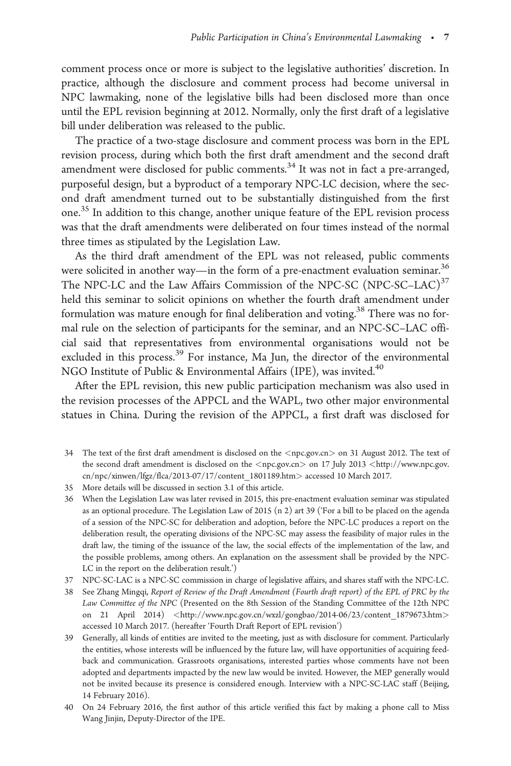comment process once or more is subject to the legislative authorities' discretion. In practice, although the disclosure and comment process had become universal in NPC lawmaking, none of the legislative bills had been disclosed more than once until the EPL revision beginning at 2012. Normally, only the first draft of a legislative bill under deliberation was released to the public.

The practice of a two-stage disclosure and comment process was born in the EPL revision process, during which both the first draft amendment and the second draft amendment were disclosed for public comments.[34] It was not in fact a pre-arranged, purposeful design, but a byproduct of a temporary NPC-LC decision, where the second draft amendment turned out to be substantially distinguished from the first one.[35] In addition to this change, another unique feature of the EPL revision process was that the draft amendments were deliberated on four times instead of the normal three times as stipulated by the Legislation Law.

As the third draft amendment of the EPL was not released, public comments were solicited in another way—in the form of a pre-enactment evaluation seminar.[36] The NPC-LC and the Law Affairs Commission of the NPC-SC (NPC-SC–LAC)[37] held this seminar to solicit opinions on whether the fourth draft amendment under formulation was mature enough for final deliberation and voting.[38] There was no formal rule on the selection of participants for the seminar, and an NPC-SC–LAC official said that representatives from environmental organisations would not be excluded in this process.[39] For instance, Ma Jun, the director of the environmental NGO Institute of Public & Environmental Affairs (IPE), was invited.[40]

After the EPL revision, this new public participation mechanism was also used in the revision processes of the APPCL and the WAPL, two other major environmental statues in China. During the revision of the APPCL, a first draft was disclosed for

34 The text of the first draft amendment is disclosed on the <npc.gov.cn> on 31 August 2012. The text of the second draft amendment is disclosed on the <npc.gov.cn> on 17 July 2013 <http://www.npc.gov.cn/npc/xinwen/lfgz/flca/2013-07/17/content_1801189.htm> accessed 10 March 2017.

35 More details will be discussed in section 3.1 of this article.

36 When the Legislation Law was later revised in 2015, this pre-enactment evaluation seminar was stipulated as an optional procedure. The Legislation Law of 2015 (n 2) art 39 ('For a bill to be placed on the agenda of a session of the NPC-SC for deliberation and adoption, before the NPC-LC produces a report on the deliberation result, the operating divisions of the NPC-SC may assess the feasibility of major rules in the draft law, the timing of the issuance of the law, the social effects of the implementation of the law, and the possible problems, among others. An explanation on the assessment shall be provided by the NPC-LC in the report on the deliberation result.')

37 NPC-SC-LAC is a NPC-SC commission in charge of legislative affairs, and shares staff with the NPC-LC.

38 See Zhang Mingqi, *Report of Review of the Draft Amendment (Fourth draft report) of the EPL of PRC by the Law Committee of the NPC* (Presented on the 8th Session of the Standing Committee of the 12th NPC on 21 April 2014) <http://www.npc.gov.cn/wxzl/gongbao/2014-06/23/content_1879673.htm> accessed 10 March 2017. (hereafter 'Fourth Draft Report of EPL revision')

39 Generally, all kinds of entities are invited to the meeting, just as with disclosure for comment. Particularly the entities, whose interests will be influenced by the future law, will have opportunities of acquiring feedback and communication. Grassroots organisations, interested parties whose comments have not been adopted and departments impacted by the new law would be invited. However, the MEP generally would not be invited because its presence is considered enough. Interview with a NPC-SC-LAC staff (Beijing, 14 February 2016).

40 On 24 February 2016, the first author of this article verified this fact by making a phone call to Miss Wang Jinjin, Deputy-Director of the IPE.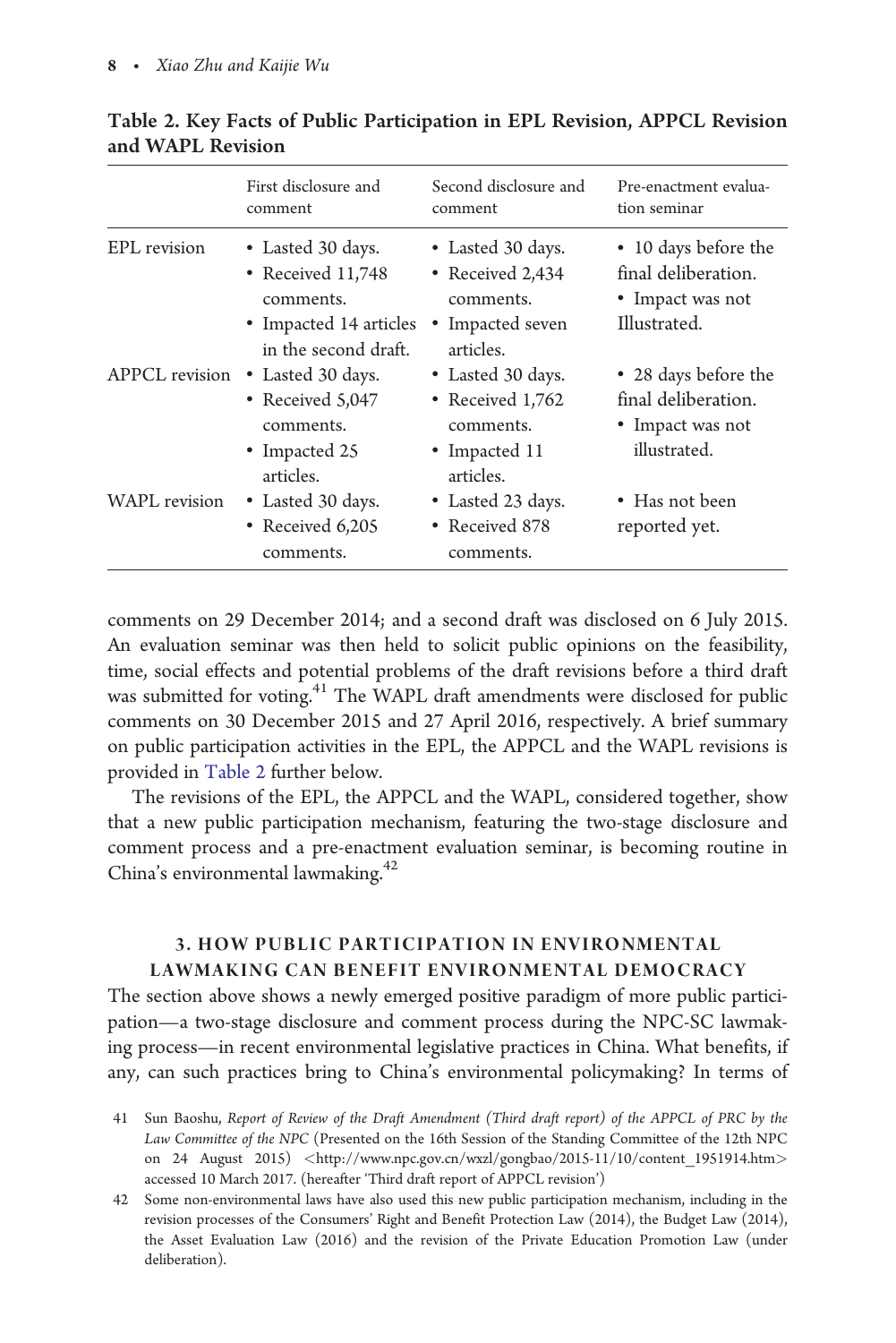**Table 2. Key Facts of Public Participation in EPL Revision, APPCL Revision and WAPL Revision**

| | First disclosure and comment | Second disclosure and comment | Pre-enactment evaluation seminar |
|---|---|---|---|
| EPL revision | • Lasted 30 days. • Received 11,748 comments. • Impacted 14 articles in the second draft. | • Lasted 30 days. • Received 2,434 comments. • Impacted seven articles. | • 10 days before the final deliberation. • Impact was not Illustrated. |
| APPCL revision | • Lasted 30 days. • Received 5,047 comments. • Impacted 25 articles. | • Lasted 30 days. • Received 1,762 comments. • Impacted 11 articles. | • 28 days before the final deliberation. • Impact was not illustrated. |
| WAPL revision | • Lasted 30 days. • Received 6,205 comments. | • Lasted 23 days. • Received 878 comments. | • Has not been reported yet. |

comments on 29 December 2014; and a second draft was disclosed on 6 July 2015. An evaluation seminar was then held to solicit public opinions on the feasibility, time, social effects and potential problems of the draft revisions before a third draft was submitted for voting.[41] The WAPL draft amendments were disclosed for public comments on 30 December 2015 and 27 April 2016, respectively. A brief summary on public participation activities in the EPL, the APPCL and the WAPL revisions is provided in Table 2 further below.

The revisions of the EPL, the APPCL and the WAPL, considered together, show that a new public participation mechanism, featuring the two-stage disclosure and comment process and a pre-enactment evaluation seminar, is becoming routine in China's environmental lawmaking.[42]

## 3. HOW PUBLIC PARTICIPATION IN ENVIRONMENTAL LAWMAKING CAN BENEFIT ENVIRONMENTAL DEMOCRACY

The section above shows a newly emerged positive paradigm of more public participation—a two-stage disclosure and comment process during the NPC-SC lawmaking process—in recent environmental legislative practices in China. What benefits, if any, can such practices bring to China's environmental policymaking? In terms of

41 Sun Baoshu, *Report of Review of the Draft Amendment (Third draft report) of the APPCL of PRC by the Law Committee of the NPC* (Presented on the 16th Session of the Standing Committee of the 12th NPC on 24 August 2015) <http://www.npc.gov.cn/wxzl/gongbao/2015-11/10/content_1951914.htm> accessed 10 March 2017. (hereafter 'Third draft report of APPCL revision')

42 Some non-environmental laws have also used this new public participation mechanism, including in the revision processes of the Consumers' Right and Benefit Protection Law (2014), the Budget Law (2014), the Asset Evaluation Law (2016) and the revision of the Private Education Promotion Law (under deliberation).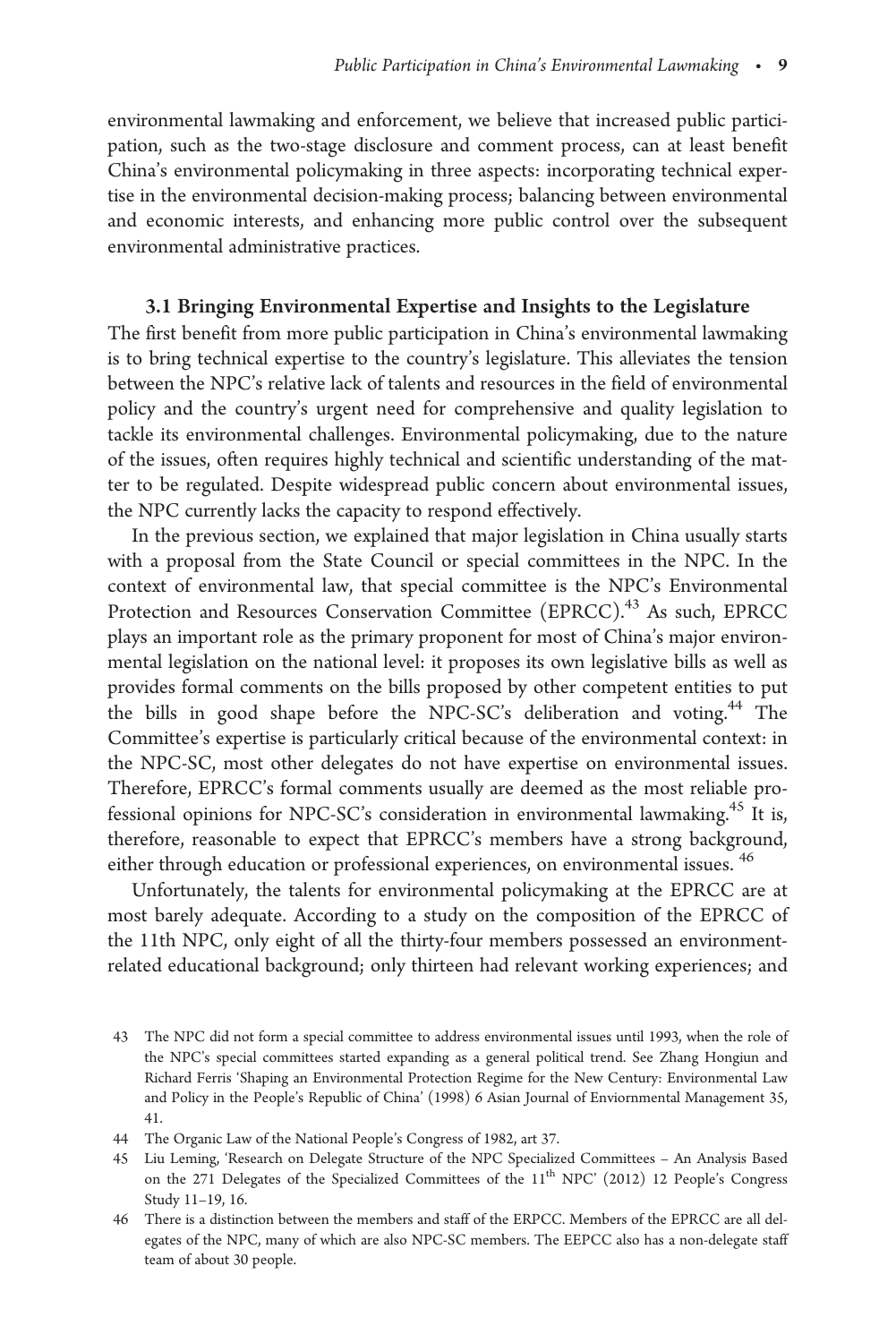environmental lawmaking and enforcement, we believe that increased public participation, such as the two-stage disclosure and comment process, can at least benefit China's environmental policymaking in three aspects: incorporating technical expertise in the environmental decision-making process; balancing between environmental and economic interests, and enhancing more public control over the subsequent environmental administrative practices.

### 3.1 Bringing Environmental Expertise and Insights to the Legislature

The first benefit from more public participation in China's environmental lawmaking is to bring technical expertise to the country's legislature. This alleviates the tension between the NPC's relative lack of talents and resources in the field of environmental policy and the country's urgent need for comprehensive and quality legislation to tackle its environmental challenges. Environmental policymaking, due to the nature of the issues, often requires highly technical and scientific understanding of the matter to be regulated. Despite widespread public concern about environmental issues, the NPC currently lacks the capacity to respond effectively.

In the previous section, we explained that major legislation in China usually starts with a proposal from the State Council or special committees in the NPC. In the context of environmental law, that special committee is the NPC's Environmental Protection and Resources Conservation Committee (EPRCC).[43] As such, EPRCC plays an important role as the primary proponent for most of China's major environmental legislation on the national level: it proposes its own legislative bills as well as provides formal comments on the bills proposed by other competent entities to put the bills in good shape before the NPC-SC's deliberation and voting.[44] The Committee's expertise is particularly critical because of the environmental context: in the NPC-SC, most other delegates do not have expertise on environmental issues. Therefore, EPRCC's formal comments usually are deemed as the most reliable professional opinions for NPC-SC's consideration in environmental lawmaking.[45] It is, therefore, reasonable to expect that EPRCC's members have a strong background, either through education or professional experiences, on environmental issues.[46]

Unfortunately, the talents for environmental policymaking at the EPRCC are at most barely adequate. According to a study on the composition of the EPRCC of the 11th NPC, only eight of all the thirty-four members possessed an environment-related educational background; only thirteen had relevant working experiences; and

43 The NPC did not form a special committee to address environmental issues until 1993, when the role of the NPC's special committees started expanding as a general political trend. See Zhang Hongjun and Richard Ferris 'Shaping an Environmental Protection Regime for the New Century: Environmental Law and Policy in the People's Republic of China' (1998) 6 Asian Journal of Enviornmental Management 35, 41.

44 The Organic Law of the National People's Congress of 1982, art 37.

45 Liu Leming, 'Research on Delegate Structure of the NPC Specialized Committees – An Analysis Based on the 271 Delegates of the Specialized Committees of the 11th NPC' (2012) 12 People's Congress Study 11–19, 16.

46 There is a distinction between the members and staff of the ERPCC. Members of the EPRCC are all delegates of the NPC, many of which are also NPC-SC members. The EEPCC also has a non-delegate staff team of about 30 people.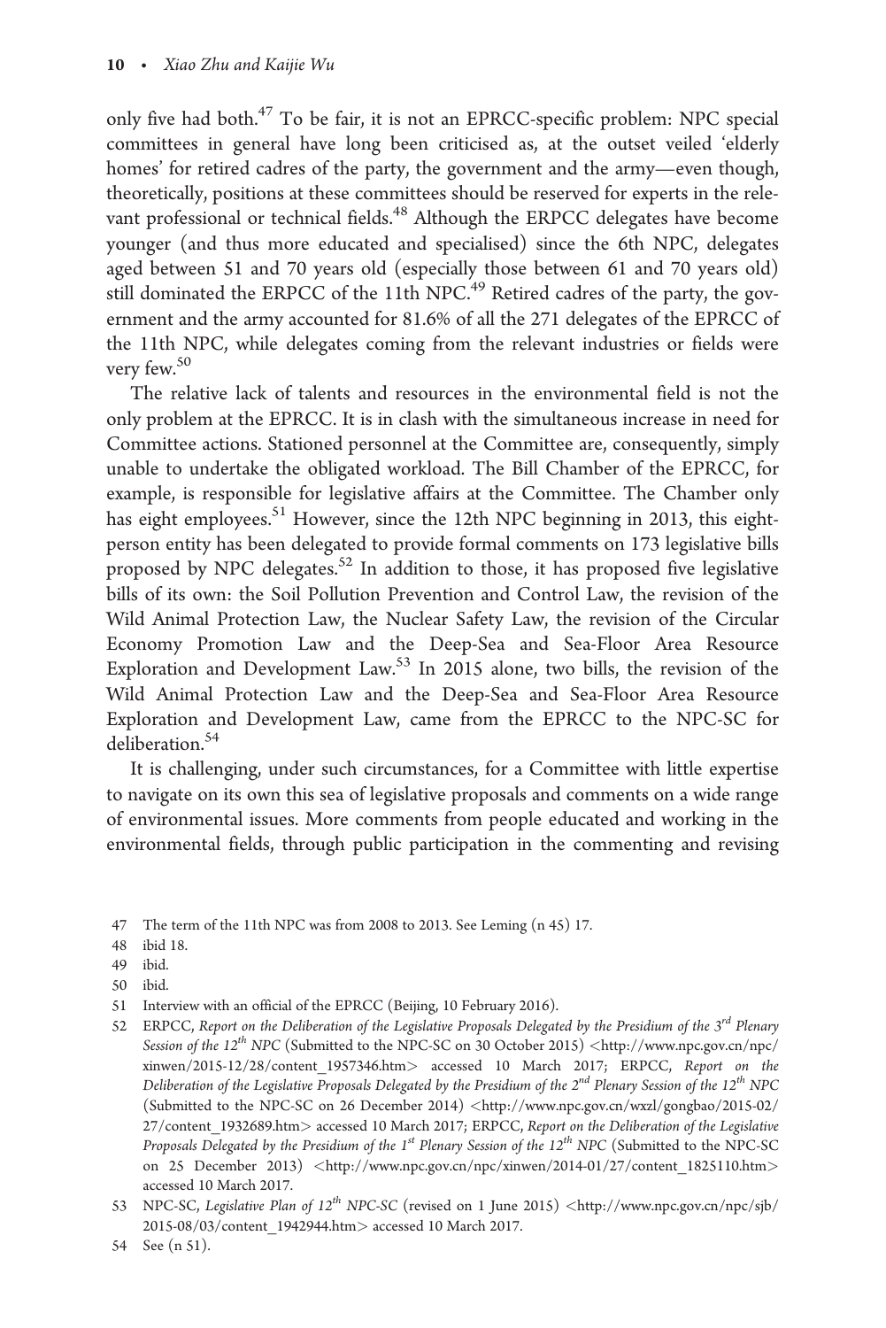only five had both.[47] To be fair, it is not an EPRCC-specific problem: NPC special committees in general have long been criticised as, at the outset veiled 'elderly homes' for retired cadres of the party, the government and the army—even though, theoretically, positions at these committees should be reserved for experts in the relevant professional or technical fields.[48] Although the ERPCC delegates have become younger (and thus more educated and specialised) since the 6th NPC, delegates aged between 51 and 70 years old (especially those between 61 and 70 years old) still dominated the ERPCC of the 11th NPC.[49] Retired cadres of the party, the government and the army accounted for 81.6% of all the 271 delegates of the EPRCC of the 11th NPC, while delegates coming from the relevant industries or fields were very few.[50]

The relative lack of talents and resources in the environmental field is not the only problem at the EPRCC. It is in clash with the simultaneous increase in need for Committee actions. Stationed personnel at the Committee are, consequently, simply unable to undertake the obligated workload. The Bill Chamber of the EPRCC, for example, is responsible for legislative affairs at the Committee. The Chamber only has eight employees.[51] However, since the 12th NPC beginning in 2013, this eight-person entity has been delegated to provide formal comments on 173 legislative bills proposed by NPC delegates.[52] In addition to those, it has proposed five legislative bills of its own: the Soil Pollution Prevention and Control Law, the revision of the Wild Animal Protection Law, the Nuclear Safety Law, the revision of the Circular Economy Promotion Law and the Deep-Sea and Sea-Floor Area Resource Exploration and Development Law.[53] In 2015 alone, two bills, the revision of the Wild Animal Protection Law and the Deep-Sea and Sea-Floor Area Resource Exploration and Development Law, came from the EPRCC to the NPC-SC for deliberation.[54]

It is challenging, under such circumstances, for a Committee with little expertise to navigate on its own this sea of legislative proposals and comments on a wide range of environmental issues. More comments from people educated and working in the environmental fields, through public participation in the commenting and revising

47 The term of the 11th NPC was from 2008 to 2013. See Leming (n 45) 17.

48 ibid 18.

49 ibid.

50 ibid.

51 Interview with an official of the EPRCC (Beijing, 10 February 2016).

52 ERPCC, *Report on the Deliberation of the Legislative Proposals Delegated by the Presidium of the 3rd Plenary Session of the 12th NPC* (Submitted to the NPC-SC on 30 October 2015) <http://www.npc.gov.cn/npc/xinwen/2015-12/28/content_1957346.htm> accessed 10 March 2017; ERPCC, *Report on the Deliberation of the Legislative Proposals Delegated by the Presidium of the 2nd Plenary Session of the 12th NPC* (Submitted to the NPC-SC on 26 December 2014) <http://www.npc.gov.cn/wxzl/gongbao/2015-02/27/content_1932689.htm> accessed 10 March 2017; ERPCC, *Report on the Deliberation of the Legislative Proposals Delegated by the Presidium of the 1st Plenary Session of the 12th NPC* (Submitted to the NPC-SC on 25 December 2013) <http://www.npc.gov.cn/npc/xinwen/2014-01/27/content_1825110.htm> accessed 10 March 2017.

53 NPC-SC, *Legislative Plan of 12th NPC-SC* (revised on 1 June 2015) <http://www.npc.gov.cn/npc/sjb/2015-08/03/content_1942944.htm> accessed 10 March 2017.

54 See (n 51).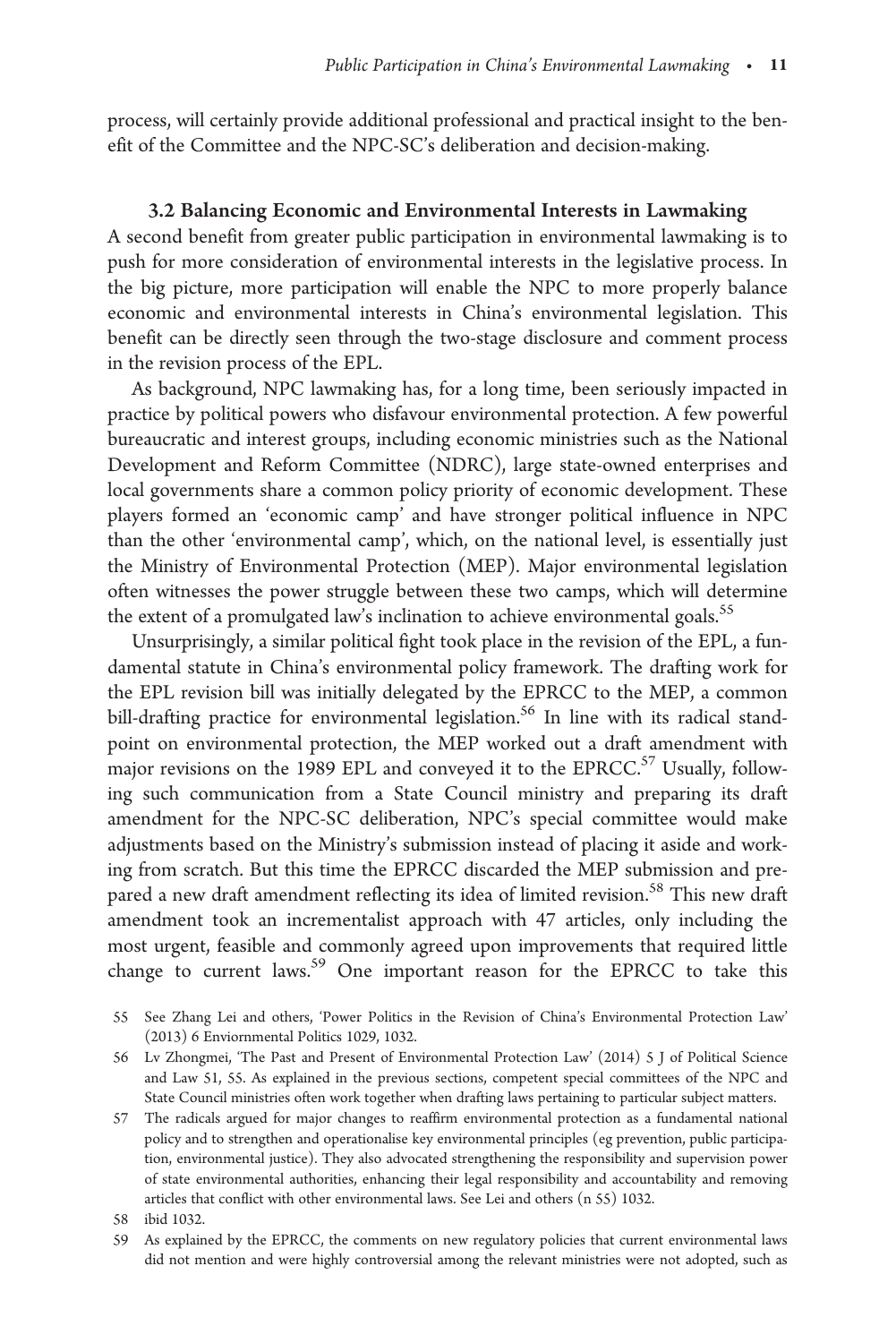process, will certainly provide additional professional and practical insight to the benefit of the Committee and the NPC-SC's deliberation and decision-making.

### 3.2 Balancing Economic and Environmental Interests in Lawmaking

A second benefit from greater public participation in environmental lawmaking is to push for more consideration of environmental interests in the legislative process. In the big picture, more participation will enable the NPC to more properly balance economic and environmental interests in China's environmental legislation. This benefit can be directly seen through the two-stage disclosure and comment process in the revision process of the EPL.

As background, NPC lawmaking has, for a long time, been seriously impacted in practice by political powers who disfavour environmental protection. A few powerful bureaucratic and interest groups, including economic ministries such as the National Development and Reform Committee (NDRC), large state-owned enterprises and local governments share a common policy priority of economic development. These players formed an 'economic camp' and have stronger political influence in NPC than the other 'environmental camp', which, on the national level, is essentially just the Ministry of Environmental Protection (MEP). Major environmental legislation often witnesses the power struggle between these two camps, which will determine the extent of a promulgated law's inclination to achieve environmental goals.[55]

Unsurprisingly, a similar political fight took place in the revision of the EPL, a fundamental statute in China's environmental policy framework. The drafting work for the EPL revision bill was initially delegated by the EPRCC to the MEP, a common bill-drafting practice for environmental legislation.[56] In line with its radical standpoint on environmental protection, the MEP worked out a draft amendment with major revisions on the 1989 EPL and conveyed it to the EPRCC.[57] Usually, following such communication from a State Council ministry and preparing its draft amendment for the NPC-SC deliberation, NPC's special committee would make adjustments based on the Ministry's submission instead of placing it aside and working from scratch. But this time the EPRCC discarded the MEP submission and prepared a new draft amendment reflecting its idea of limited revision.[58] This new draft amendment took an incrementalist approach with 47 articles, only including the most urgent, feasible and commonly agreed upon improvements that required little change to current laws.[59] One important reason for the EPRCC to take this

55 See Zhang Lei and others, 'Power Politics in the Revision of China's Environmental Protection Law' (2013) 6 Enviornmental Politics 1029, 1032.

56 Lv Zhongmei, 'The Past and Present of Environmental Protection Law' (2014) 5 J of Political Science and Law 51, 55. As explained in the previous sections, competent special committees of the NPC and State Council ministries often work together when drafting laws pertaining to particular subject matters.

57 The radicals argued for major changes to reaffirm environmental protection as a fundamental national policy and to strengthen and operationalise key environmental principles (eg prevention, public participation, environmental justice). They also advocated strengthening the responsibility and supervision power of state environmental authorities, enhancing their legal responsibility and accountability and removing articles that conflict with other environmental laws. See Lei and others (n 55) 1032.

58 ibid 1032.

59 As explained by the EPRCC, the comments on new regulatory policies that current environmental laws did not mention and were highly controversial among the relevant ministries were not adopted, such as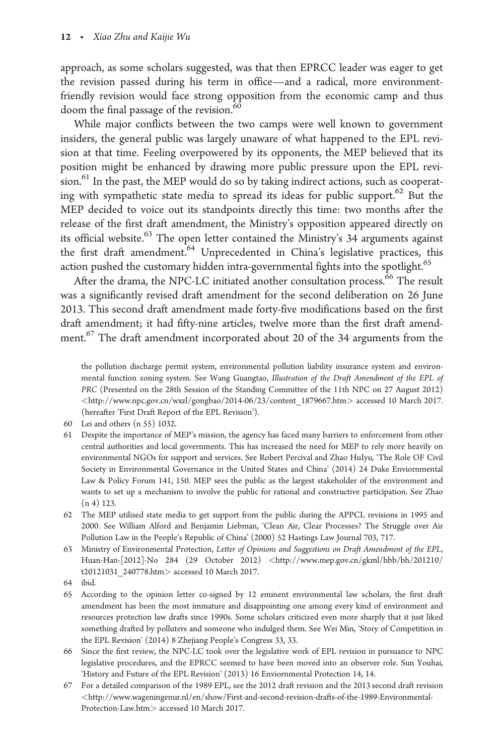approach, as some scholars suggested, was that then EPRCC leader was eager to get the revision passed during his term in office—and a radical, more environment-friendly revision would face strong opposition from the economic camp and thus doom the final passage of the revision.[60]

While major conflicts between the two camps were well known to government insiders, the general public was largely unaware of what happened to the EPL revision at that time. Feeling overpowered by its opponents, the MEP believed that its position might be enhanced by drawing more public pressure upon the EPL revision.[61] In the past, the MEP would do so by taking indirect actions, such as cooperating with sympathetic state media to spread its ideas for public support.[62] But the MEP decided to voice out its standpoints directly this time: two months after the release of the first draft amendment, the Ministry's opposition appeared directly on its official website.[63] The open letter contained the Ministry's 34 arguments against the first draft amendment.[64] Unprecedented in China's legislative practices, this action pushed the customary hidden intra-governmental fights into the spotlight.[65]

After the drama, the NPC-LC initiated another consultation process.[66] The result was a significantly revised draft amendment for the second deliberation on 26 June 2013. This second draft amendment made forty-five modifications based on the first draft amendment; it had fifty-nine articles, twelve more than the first draft amendment.[67] The draft amendment incorporated about 20 of the 34 arguments from the

the pollution discharge permit system, environmental pollution liability insurance system and environmental function zoning system. See Wang Guangtao, *Illustration of the Draft Amendment of the EPL of PRC* (Presented on the 28th Session of the Standing Committee of the 11th NPC on 27 August 2012) <http://www.npc.gov.cn/wxzl/gongbao/2014-06/23/content_1879667.htm> accessed 10 March 2017. (hereafter 'First Draft Report of the EPL Revision').

60 Lei and others (n 55) 1032.

61 Despite the importance of MEP's mission, the agency has faced many barriers to enforcement from other central authorities and local governments. This has increased the need for MEP to rely more heavily on environmental NGOs for support and services. See Robert Percival and Zhao HuIyu, 'The Role OF Civil Society in Environmental Governance in the United States and China' (2014) 24 Duke Enviornmental Law & Policy Forum 141, 150. MEP sees the public as the largest stakeholder of the environment and wants to set up a mechanism to involve the public for rational and constructive participation. See Zhao (n 4) 123.

62 The MEP utilised state media to get support from the public during the APPCL revisions in 1995 and 2000. See William Alford and Benjamin Liebman, 'Clean Air, Clear Processes? The Struggle over Air Pollution Law in the People's Republic of China' (2000) 52 Hastings Law Journal 703, 717.

63 Ministry of Environmental Protection, *Letter of Opinions and Suggestions on Draft Amendment of the EPL*, Huan-Han-[2012]-No 284 (29 October 2012) <http://www.mep.gov.cn/gkml/hbb/bh/201210/t20121031_240778.htm> accessed 10 March 2017.

64 ibid.

65 According to the opinion letter co-signed by 12 eminent environmental law scholars, the first draft amendment has been the most immature and disappointing one among every kind of environment and resources protection law drafts since 1990s. Some scholars criticized even more sharply that it just liked something drafted by polluters and someone who indulged them. See Wei Min, 'Story of Competition in the EPL Revision' (2014) 8 Zhejiang People's Congress 33, 33.

66 Since the first review, the NPC-LC took over the legislative work of EPL revision in pursuance to NPC legislative procedures, and the EPRCC seemed to have been moved into an observer role. Sun Youhai, 'History and Future of the EPL Revision' (2013) 16 Enviornmental Protection 14, 14.

67 For a detailed comparison of the 1989 EPL, see the 2012 draft revision and the 2013 second draft revision <http://www.wageningenur.nl/en/show/First-and-second-revision-drafts-of-the-1989-Environmental-Protection-Law.htm> accessed 10 March 2017.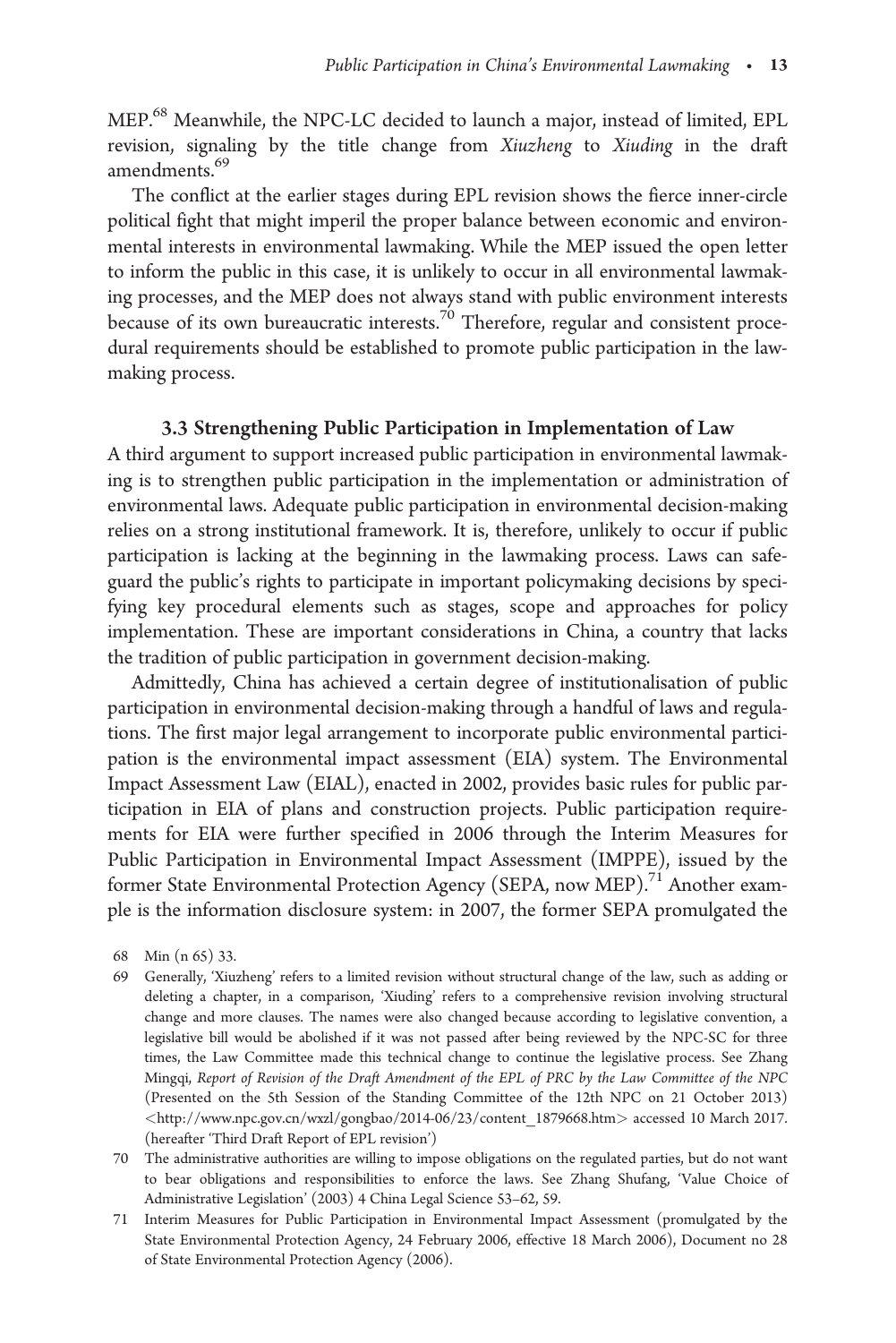MEP.[68] Meanwhile, the NPC-LC decided to launch a major, instead of limited, EPL revision, signaling by the title change from *Xiuzheng* to *Xiuding* in the draft amendments.[69]

The conflict at the earlier stages during EPL revision shows the fierce inner-circle political fight that might imperil the proper balance between economic and environmental interests in environmental lawmaking. While the MEP issued the open letter to inform the public in this case, it is unlikely to occur in all environmental lawmaking processes, and the MEP does not always stand with public environment interests because of its own bureaucratic interests.[70] Therefore, regular and consistent procedural requirements should be established to promote public participation in the lawmaking process.

### 3.3 Strengthening Public Participation in Implementation of Law

A third argument to support increased public participation in environmental lawmaking is to strengthen public participation in the implementation or administration of environmental laws. Adequate public participation in environmental decision-making relies on a strong institutional framework. It is, therefore, unlikely to occur if public participation is lacking at the beginning in the lawmaking process. Laws can safeguard the public's rights to participate in important policymaking decisions by specifying key procedural elements such as stages, scope and approaches for policy implementation. These are important considerations in China, a country that lacks the tradition of public participation in government decision-making.

Admittedly, China has achieved a certain degree of institutionalisation of public participation in environmental decision-making through a handful of laws and regulations. The first major legal arrangement to incorporate public environmental participation is the environmental impact assessment (EIA) system. The Environmental Impact Assessment Law (EIAL), enacted in 2002, provides basic rules for public participation in EIA of plans and construction projects. Public participation requirements for EIA were further specified in 2006 through the Interim Measures for Public Participation in Environmental Impact Assessment (IMPPE), issued by the former State Environmental Protection Agency (SEPA, now MEP).[71] Another example is the information disclosure system: in 2007, the former SEPA promulgated the

68 Min (n 65) 33.

69 Generally, 'Xiuzheng' refers to a limited revision without structural change of the law, such as adding or deleting a chapter, in a comparison, 'Xiuding' refers to a comprehensive revision involving structural change and more clauses. The names were also changed because according to legislative convention, a legislative bill would be abolished if it was not passed after being reviewed by the NPC-SC for three times, the Law Committee made this technical change to continue the legislative process. See Zhang Mingqi, *Report of Revision of the Draft Amendment of the EPL of PRC by the Law Committee of the NPC* (Presented on the 5th Session of the Standing Committee of the 12th NPC on 21 October 2013) <http://www.npc.gov.cn/wxzl/gongbao/2014-06/23/content_1879668.htm> accessed 10 March 2017. (hereafter 'Third Draft Report of EPL revision')

70 The administrative authorities are willing to impose obligations on the regulated parties, but do not want to bear obligations and responsibilities to enforce the laws. See Zhang Shufang, 'Value Choice of Administrative Legislation' (2003) 4 China Legal Science 53–62, 59.

71 Interim Measures for Public Participation in Environmental Impact Assessment (promulgated by the State Environmental Protection Agency, 24 February 2006, effective 18 March 2006), Document no 28 of State Environmental Protection Agency (2006).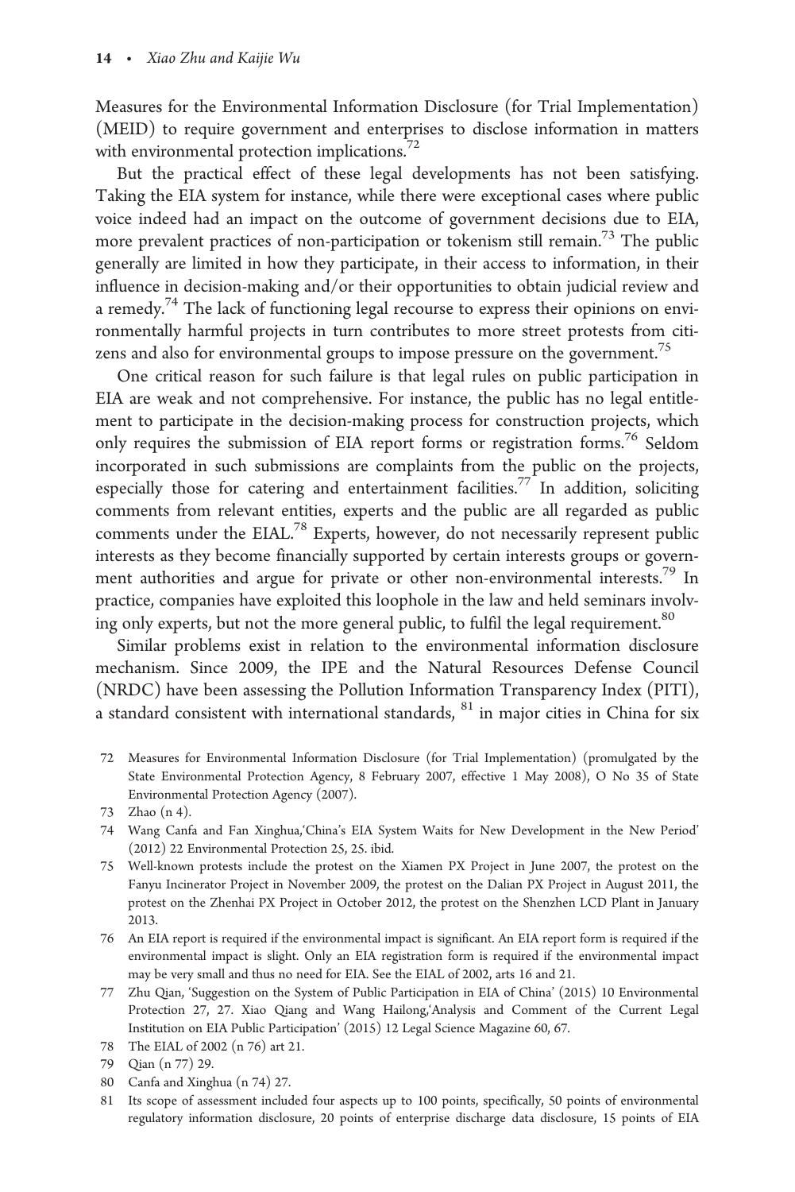Measures for the Environmental Information Disclosure (for Trial Implementation) (MEID) to require government and enterprises to disclose information in matters with environmental protection implications.[72]

But the practical effect of these legal developments has not been satisfying. Taking the EIA system for instance, while there were exceptional cases where public voice indeed had an impact on the outcome of government decisions due to EIA, more prevalent practices of non-participation or tokenism still remain.[73] The public generally are limited in how they participate, in their access to information, in their influence in decision-making and/or their opportunities to obtain judicial review and a remedy.[74] The lack of functioning legal recourse to express their opinions on environmentally harmful projects in turn contributes to more street protests from citizens and also for environmental groups to impose pressure on the government.[75]

One critical reason for such failure is that legal rules on public participation in EIA are weak and not comprehensive. For instance, the public has no legal entitlement to participate in the decision-making process for construction projects, which only requires the submission of EIA report forms or registration forms.[76] Seldom incorporated in such submissions are complaints from the public on the projects, especially those for catering and entertainment facilities.[77] In addition, soliciting comments from relevant entities, experts and the public are all regarded as public comments under the EIAL.[78] Experts, however, do not necessarily represent public interests as they become financially supported by certain interests groups or government authorities and argue for private or other non-environmental interests.[79] In practice, companies have exploited this loophole in the law and held seminars involving only experts, but not the more general public, to fulfil the legal requirement.[80]

Similar problems exist in relation to the environmental information disclosure mechanism. Since 2009, the IPE and the Natural Resources Defense Council (NRDC) have been assessing the Pollution Information Transparency Index (PITI), a standard consistent with international standards, [81] in major cities in China for six

72 Measures for Environmental Information Disclosure (for Trial Implementation) (promulgated by the State Environmental Protection Agency, 8 February 2007, effective 1 May 2008), O No 35 of State Environmental Protection Agency (2007).

73 Zhao (n 4).

74 Wang Canfa and Fan Xinghua,'China's EIA System Waits for New Development in the New Period' (2012) 22 Environmental Protection 25, 25. ibid.

75 Well-known protests include the protest on the Xiamen PX Project in June 2007, the protest on the Fanyu Incinerator Project in November 2009, the protest on the Dalian PX Project in August 2011, the protest on the Zhenhai PX Project in October 2012, the protest on the Shenzhen LCD Plant in January 2013.

76 An EIA report is required if the environmental impact is significant. An EIA report form is required if the environmental impact is slight. Only an EIA registration form is required if the environmental impact may be very small and thus no need for EIA. See the EIAL of 2002, arts 16 and 21.

77 Zhu Qian, 'Suggestion on the System of Public Participation in EIA of China' (2015) 10 Environmental Protection 27, 27. Xiao Qiang and Wang Hailong,'Analysis and Comment of the Current Legal Institution on EIA Public Participation' (2015) 12 Legal Science Magazine 60, 67.

78 The EIAL of 2002 (n 76) art 21.

79 Qian (n 77) 29.

80 Canfa and Xinghua (n 74) 27.

81 Its scope of assessment included four aspects up to 100 points, specifically, 50 points of environmental regulatory information disclosure, 20 points of enterprise discharge data disclosure, 15 points of EIA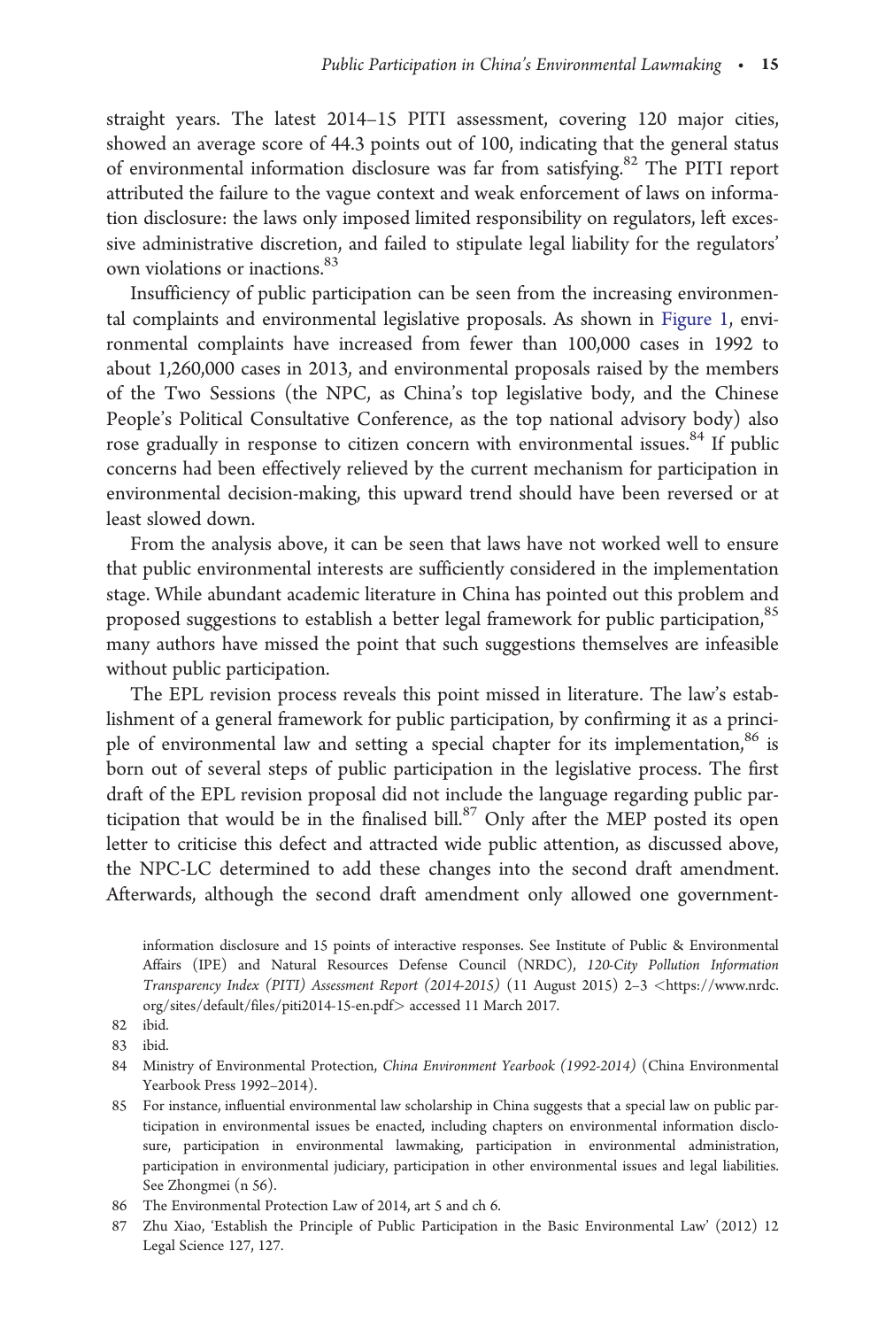straight years. The latest 2014–15 PITI assessment, covering 120 major cities, showed an average score of 44.3 points out of 100, indicating that the general status of environmental information disclosure was far from satisfying.[82] The PITI report attributed the failure to the vague context and weak enforcement of laws on information disclosure: the laws only imposed limited responsibility on regulators, left excessive administrative discretion, and failed to stipulate legal liability for the regulators' own violations or inactions.[83]

Insufficiency of public participation can be seen from the increasing environmental complaints and environmental legislative proposals. As shown in Figure 1, environmental complaints have increased from fewer than 100,000 cases in 1992 to about 1,260,000 cases in 2013, and environmental proposals raised by the members of the Two Sessions (the NPC, as China's top legislative body, and the Chinese People's Political Consultative Conference, as the top national advisory body) also rose gradually in response to citizen concern with environmental issues.[84] If public concerns had been effectively relieved by the current mechanism for participation in environmental decision-making, this upward trend should have been reversed or at least slowed down.

From the analysis above, it can be seen that laws have not worked well to ensure that public environmental interests are sufficiently considered in the implementation stage. While abundant academic literature in China has pointed out this problem and proposed suggestions to establish a better legal framework for public participation,[85] many authors have missed the point that such suggestions themselves are infeasible without public participation.

The EPL revision process reveals this point missed in literature. The law's establishment of a general framework for public participation, by confirming it as a principle of environmental law and setting a special chapter for its implementation,[86] is born out of several steps of public participation in the legislative process. The first draft of the EPL revision proposal did not include the language regarding public participation that would be in the finalised bill.[87] Only after the MEP posted its open letter to criticise this defect and attracted wide public attention, as discussed above, the NPC-LC determined to add these changes into the second draft amendment. Afterwards, although the second draft amendment only allowed one government-

information disclosure and 15 points of interactive responses. See Institute of Public & Environmental Affairs (IPE) and Natural Resources Defense Council (NRDC), *120-City Pollution Information Transparency Index (PITI) Assessment Report (2014-2015)* (11 August 2015) 2–3 <https://www.nrdc.org/sites/default/files/piti2014-15-en.pdf> accessed 11 March 2017.

82 ibid.

83 ibid.

84 Ministry of Environmental Protection, *China Environment Yearbook (1992-2014)* (China Environmental Yearbook Press 1992–2014).

85 For instance, influential environmental law scholarship in China suggests that a special law on public participation in environmental issues be enacted, including chapters on environmental information disclosure, participation in environmental lawmaking, participation in environmental administration, participation in environmental judiciary, participation in other environmental issues and legal liabilities. See Zhongmei (n 56).

86 The Environmental Protection Law of 2014, art 5 and ch 6.

87 Zhu Xiao, 'Establish the Principle of Public Participation in the Basic Environmental Law' (2012) 12 Legal Science 127, 127.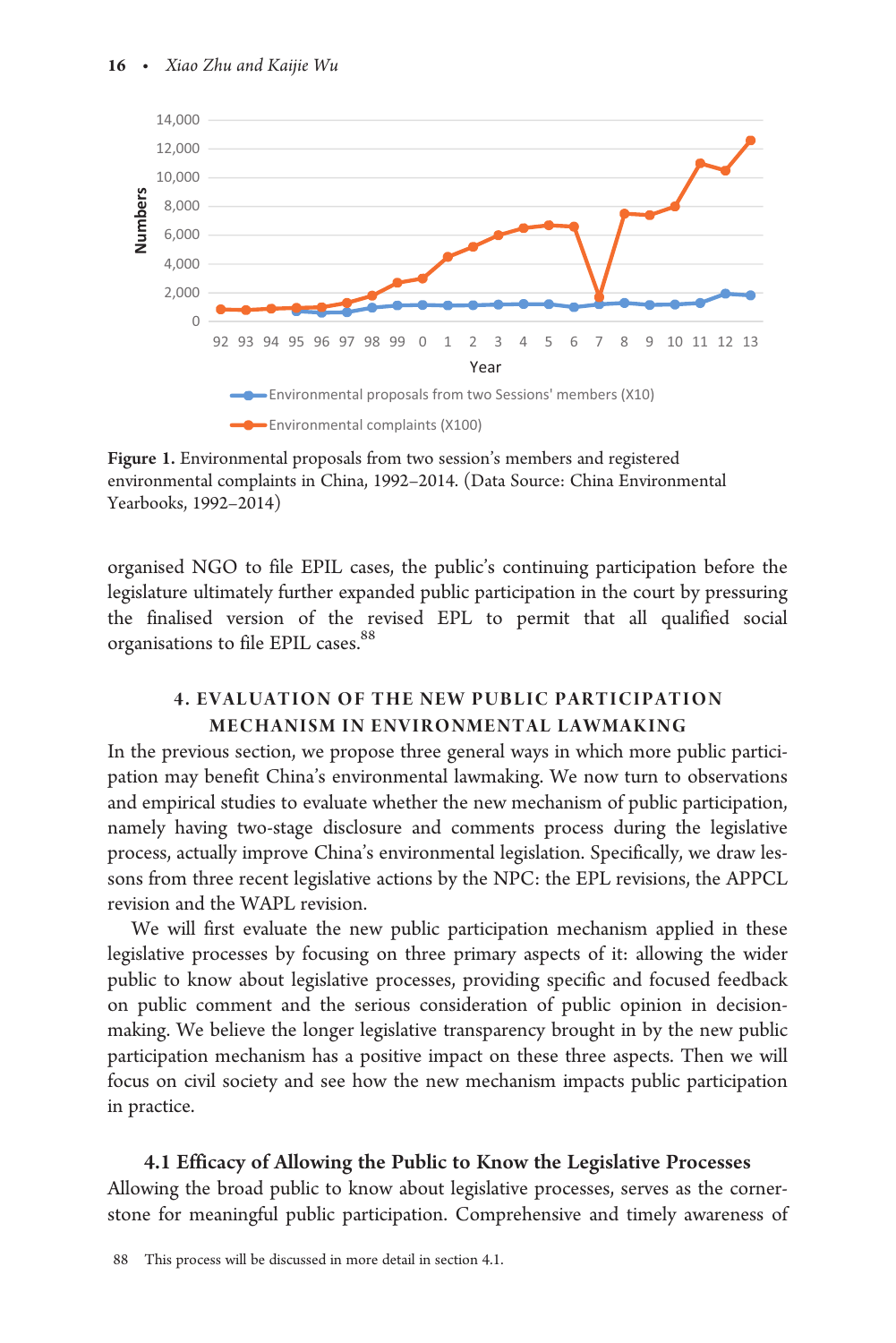Figure 1. Environmental proposals from two session's members and registered environmental complaints in China, 1992–2014. (Data Source: China Environmental Yearbooks, 1992–2014)

organised NGO to file EPIL cases, the public's continuing participation before the legislature ultimately further expanded public participation in the court by pressuring the finalised version of the revised EPL to permit that all qualified social organisations to file EPIL cases.[88]

## 4. EVALUATION OF THE NEW PUBLIC PARTICIPATION MECHANISM IN ENVIRONMENTAL LAWMAKING

In the previous section, we propose three general ways in which more public participation may benefit China's environmental lawmaking. We now turn to observations and empirical studies to evaluate whether the new mechanism of public participation, namely having two-stage disclosure and comments process during the legislative process, actually improve China's environmental legislation. Specifically, we draw lessons from three recent legislative actions by the NPC: the EPL revisions, the APPCL revision and the WAPL revision.

We will first evaluate the new public participation mechanism applied in these legislative processes by focusing on three primary aspects of it: allowing the wider public to know about legislative processes, providing specific and focused feedback on public comment and the serious consideration of public opinion in decision-making. We believe the longer legislative transparency brought in by the new public participation mechanism has a positive impact on these three aspects. Then we will focus on civil society and see how the new mechanism impacts public participation in practice.

### 4.1 Efficacy of Allowing the Public to Know the Legislative Processes

Allowing the broad public to know about legislative processes, serves as the cornerstone for meaningful public participation. Comprehensive and timely awareness of

88 This process will be discussed in more detail in section 4.1.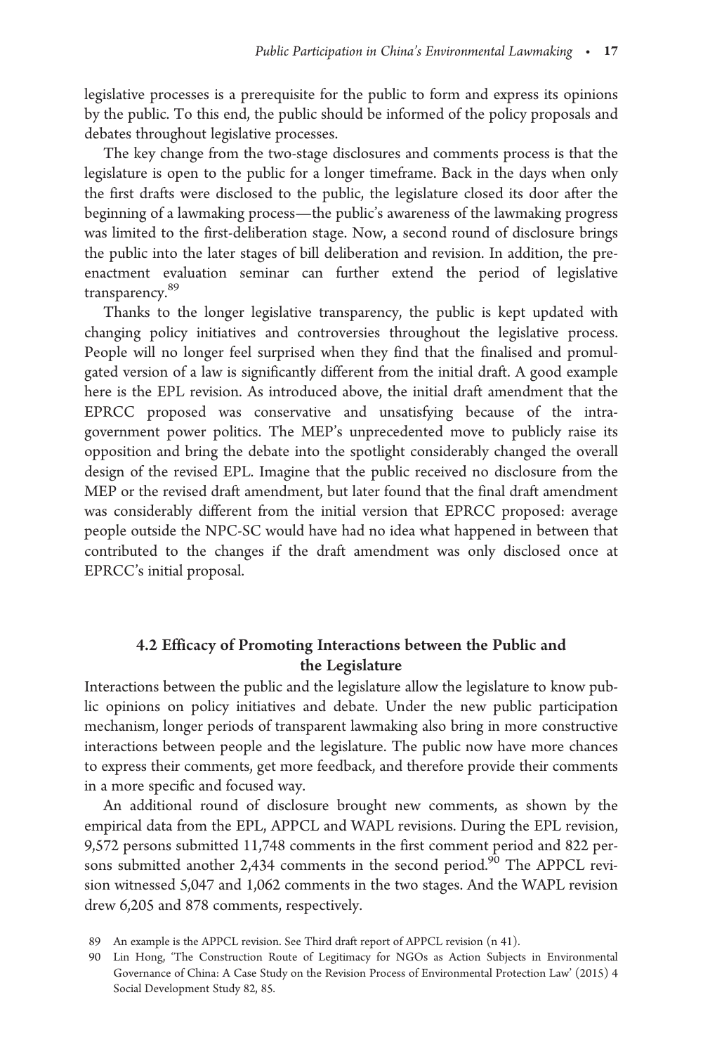legislative processes is a prerequisite for the public to form and express its opinions by the public. To this end, the public should be informed of the policy proposals and debates throughout legislative processes.

The key change from the two-stage disclosures and comments process is that the legislature is open to the public for a longer timeframe. Back in the days when only the first drafts were disclosed to the public, the legislature closed its door after the beginning of a lawmaking process—the public's awareness of the lawmaking progress was limited to the first-deliberation stage. Now, a second round of disclosure brings the public into the later stages of bill deliberation and revision. In addition, the pre-enactment evaluation seminar can further extend the period of legislative transparency.[89]

Thanks to the longer legislative transparency, the public is kept updated with changing policy initiatives and controversies throughout the legislative process. People will no longer feel surprised when they find that the finalised and promulgated version of a law is significantly different from the initial draft. A good example here is the EPL revision. As introduced above, the initial draft amendment that the EPRCC proposed was conservative and unsatisfying because of the intra-government power politics. The MEP's unprecedented move to publicly raise its opposition and bring the debate into the spotlight considerably changed the overall design of the revised EPL. Imagine that the public received no disclosure from the MEP or the revised draft amendment, but later found that the final draft amendment was considerably different from the initial version that EPRCC proposed: average people outside the NPC-SC would have had no idea what happened in between that contributed to the changes if the draft amendment was only disclosed once at EPRCC's initial proposal.

### 4.2 Efficacy of Promoting Interactions between the Public and the Legislature

Interactions between the public and the legislature allow the legislature to know public opinions on policy initiatives and debate. Under the new public participation mechanism, longer periods of transparent lawmaking also bring in more constructive interactions between people and the legislature. The public now have more chances to express their comments, get more feedback, and therefore provide their comments in a more specific and focused way.

An additional round of disclosure brought new comments, as shown by the empirical data from the EPL, APPCL and WAPL revisions. During the EPL revision, 9,572 persons submitted 11,748 comments in the first comment period and 822 persons submitted another 2,434 comments in the second period.[90] The APPCL revision witnessed 5,047 and 1,062 comments in the two stages. And the WAPL revision drew 6,205 and 878 comments, respectively.

89 An example is the APPCL revision. See Third draft report of APPCL revision (n 41).

90 Lin Hong, 'The Construction Route of Legitimacy for NGOs as Action Subjects in Environmental Governance of China: A Case Study on the Revision Process of Environmental Protection Law' (2015) 4 Social Development Study 82, 85.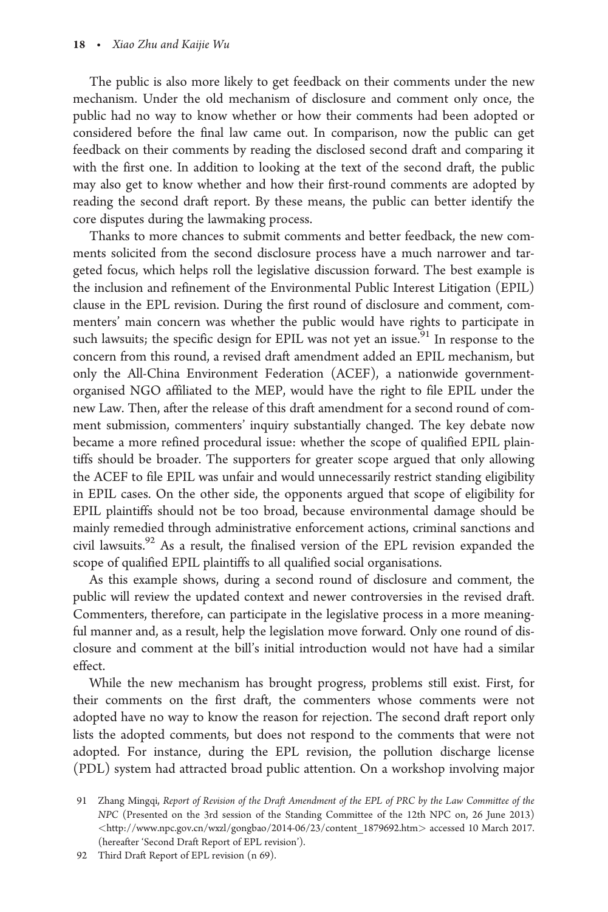The public is also more likely to get feedback on their comments under the new mechanism. Under the old mechanism of disclosure and comment only once, the public had no way to know whether or how their comments had been adopted or considered before the final law came out. In comparison, now the public can get feedback on their comments by reading the disclosed second draft and comparing it with the first one. In addition to looking at the text of the second draft, the public may also get to know whether and how their first-round comments are adopted by reading the second draft report. By these means, the public can better identify the core disputes during the lawmaking process.

Thanks to more chances to submit comments and better feedback, the new comments solicited from the second disclosure process have a much narrower and targeted focus, which helps roll the legislative discussion forward. The best example is the inclusion and refinement of the Environmental Public Interest Litigation (EPIL) clause in the EPL revision. During the first round of disclosure and comment, commenters' main concern was whether the public would have rights to participate in such lawsuits; the specific design for EPIL was not yet an issue.[91] In response to the concern from this round, a revised draft amendment added an EPIL mechanism, but only the All-China Environment Federation (ACEF), a nationwide government-organised NGO affiliated to the MEP, would have the right to file EPIL under the new Law. Then, after the release of this draft amendment for a second round of comment submission, commenters' inquiry substantially changed. The key debate now became a more refined procedural issue: whether the scope of qualified EPIL plaintiffs should be broader. The supporters for greater scope argued that only allowing the ACEF to file EPIL was unfair and would unnecessarily restrict standing eligibility in EPIL cases. On the other side, the opponents argued that scope of eligibility for EPIL plaintiffs should not be too broad, because environmental damage should be mainly remedied through administrative enforcement actions, criminal sanctions and civil lawsuits.[92] As a result, the finalised version of the EPL revision expanded the scope of qualified EPIL plaintiffs to all qualified social organisations.

As this example shows, during a second round of disclosure and comment, the public will review the updated context and newer controversies in the revised draft. Commenters, therefore, can participate in the legislative process in a more meaningful manner and, as a result, help the legislation move forward. Only one round of disclosure and comment at the bill's initial introduction would not have had a similar effect.

While the new mechanism has brought progress, problems still exist. First, for their comments on the first draft, the commenters whose comments were not adopted have no way to know the reason for rejection. The second draft report only lists the adopted comments, but does not respond to the comments that were not adopted. For instance, during the EPL revision, the pollution discharge license (PDL) system had attracted broad public attention. On a workshop involving major

91 Zhang Mingqi, *Report of Revision of the Draft Amendment of the EPL of PRC by the Law Committee of the NPC* (Presented on the 3rd session of the Standing Committee of the 12th NPC on, 26 June 2013) <http://www.npc.gov.cn/wxzl/gongbao/2014-06/23/content_1879692.htm> accessed 10 March 2017. (hereafter 'Second Draft Report of EPL revision').

92 Third Draft Report of EPL revision (n 69).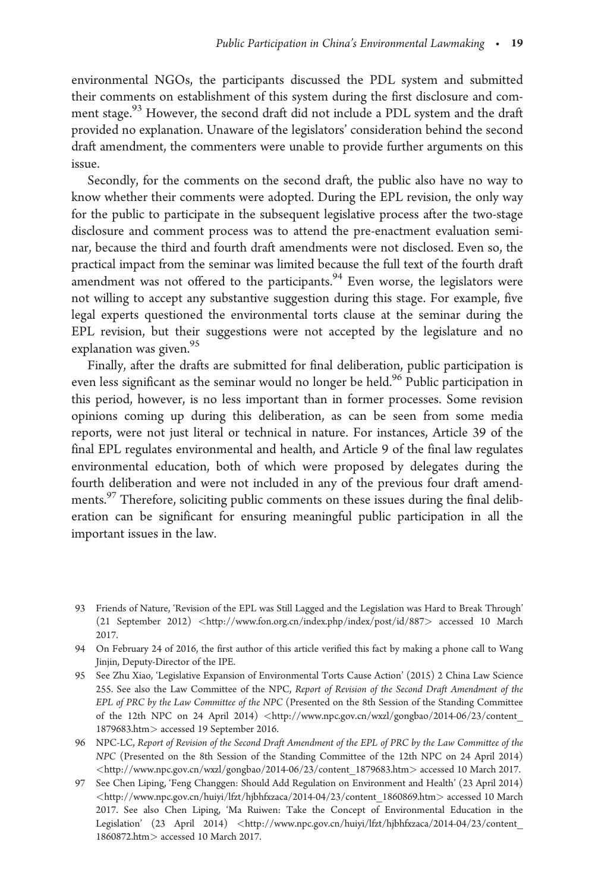environmental NGOs, the participants discussed the PDL system and submitted their comments on establishment of this system during the first disclosure and comment stage.[93] However, the second draft did not include a PDL system and the draft provided no explanation. Unaware of the legislators' consideration behind the second draft amendment, the commenters were unable to provide further arguments on this issue.

Secondly, for the comments on the second draft, the public also have no way to know whether their comments were adopted. During the EPL revision, the only way for the public to participate in the subsequent legislative process after the two-stage disclosure and comment process was to attend the pre-enactment evaluation seminar, because the third and fourth draft amendments were not disclosed. Even so, the practical impact from the seminar was limited because the full text of the fourth draft amendment was not offered to the participants.[94] Even worse, the legislators were not willing to accept any substantive suggestion during this stage. For example, five legal experts questioned the environmental torts clause at the seminar during the EPL revision, but their suggestions were not accepted by the legislature and no explanation was given.[95]

Finally, after the drafts are submitted for final deliberation, public participation is even less significant as the seminar would no longer be held.[96] Public participation in this period, however, is no less important than in former processes. Some revision opinions coming up during this deliberation, as can be seen from some media reports, were not just literal or technical in nature. For instances, Article 39 of the final EPL regulates environmental and health, and Article 9 of the final law regulates environmental education, both of which were proposed by delegates during the fourth deliberation and were not included in any of the previous four draft amendments.[97] Therefore, soliciting public comments on these issues during the final deliberation can be significant for ensuring meaningful public participation in all the important issues in the law.

---

93 Friends of Nature, 'Revision of the EPL was Still Lagged and the Legislation was Hard to Break Through' (21 September 2012) <http://www.fon.org.cn/index.php/index/post/id/887> accessed 10 March 2017.

94 On February 24 of 2016, the first author of this article verified this fact by making a phone call to Wang Jinjin, Deputy-Director of the IPE.

95 See Zhu Xiao, 'Legislative Expansion of Environmental Torts Cause Action' (2015) 2 China Law Science 255. See also the Law Committee of the NPC, *Report of Revision of the Second Draft Amendment of the EPL of PRC by the Law Committee of the NPC* (Presented on the 8th Session of the Standing Committee of the 12th NPC on 24 April 2014) <http://www.npc.gov.cn/wxzl/gongbao/2014-06/23/content_1879683.htm> accessed 19 September 2016.

96 NPC-LC, *Report of Revision of the Second Draft Amendment of the EPL of PRC by the Law Committee of the NPC* (Presented on the 8th Session of the Standing Committee of the 12th NPC on 24 April 2014) <http://www.npc.gov.cn/wxzl/gongbao/2014-06/23/content_1879683.htm> accessed 10 March 2017.

97 See Chen Liping, 'Feng Changgen: Should Add Regulation on Environment and Health' (23 April 2014) <http://www.npc.gov.cn/huiyi/lfzt/hjbhfxzaca/2014-04/23/content_1860869.htm> accessed 10 March 2017. See also Chen Liping, 'Ma Ruiwen: Take the Concept of Environmental Education in the Legislation' (23 April 2014) <http://www.npc.gov.cn/huiyi/lfzt/hjbhfxzaca/2014-04/23/content_1860872.htm> accessed 10 March 2017.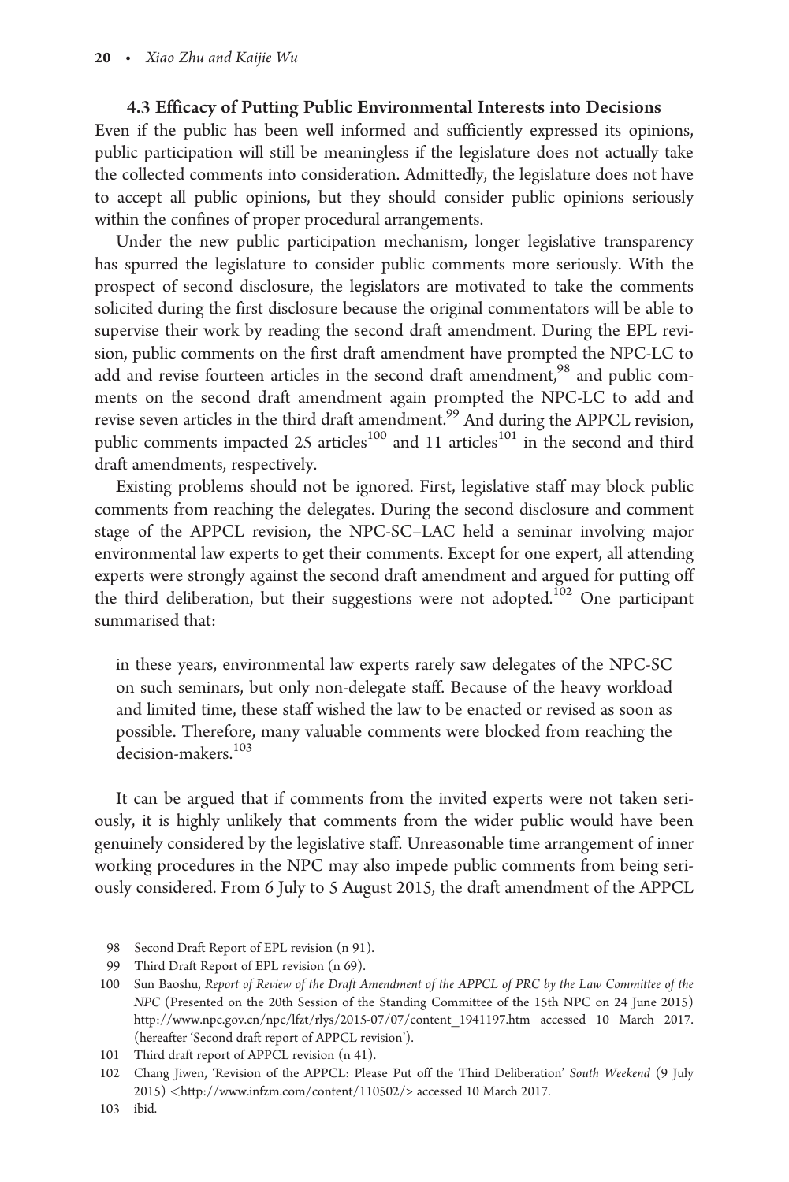### 4.3 Efficacy of Putting Public Environmental Interests into Decisions

Even if the public has been well informed and sufficiently expressed its opinions, public participation will still be meaningless if the legislature does not actually take the collected comments into consideration. Admittedly, the legislature does not have to accept all public opinions, but they should consider public opinions seriously within the confines of proper procedural arrangements.

Under the new public participation mechanism, longer legislative transparency has spurred the legislature to consider public comments more seriously. With the prospect of second disclosure, the legislators are motivated to take the comments solicited during the first disclosure because the original commentators will be able to supervise their work by reading the second draft amendment. During the EPL revision, public comments on the first draft amendment have prompted the NPC-LC to add and revise fourteen articles in the second draft amendment,[98] and public comments on the second draft amendment again prompted the NPC-LC to add and revise seven articles in the third draft amendment.[99] And during the APPCL revision, public comments impacted 25 articles[100] and 11 articles[101] in the second and third draft amendments, respectively.

Existing problems should not be ignored. First, legislative staff may block public comments from reaching the delegates. During the second disclosure and comment stage of the APPCL revision, the NPC-SC–LAC held a seminar involving major environmental law experts to get their comments. Except for one expert, all attending experts were strongly against the second draft amendment and argued for putting off the third deliberation, but their suggestions were not adopted.[102] One participant summarised that:

> in these years, environmental law experts rarely saw delegates of the NPC-SC on such seminars, but only non-delegate staff. Because of the heavy workload and limited time, these staff wished the law to be enacted or revised as soon as possible. Therefore, many valuable comments were blocked from reaching the decision-makers.[103]

It can be argued that if comments from the invited experts were not taken seriously, it is highly unlikely that comments from the wider public would have been genuinely considered by the legislative staff. Unreasonable time arrangement of inner working procedures in the NPC may also impede public comments from being seriously considered. From 6 July to 5 August 2015, the draft amendment of the APPCL

98 Second Draft Report of EPL revision (n 91).

99 Third Draft Report of EPL revision (n 69).

100 Sun Baoshu, *Report of Review of the Draft Amendment of the APPCL of PRC by the Law Committee of the NPC* (Presented on the 20th Session of the Standing Committee of the 15th NPC on 24 June 2015) http://www.npc.gov.cn/npc/lfzt/rlys/2015-07/07/content_1941197.htm accessed 10 March 2017. (hereafter 'Second draft report of APPCL revision').

101 Third draft report of APPCL revision (n 41).

102 Chang Jiwen, 'Revision of the APPCL: Please Put off the Third Deliberation' *South Weekend* (9 July 2015) <http://www.infzm.com/content/110502/> accessed 10 March 2017.

103 ibid.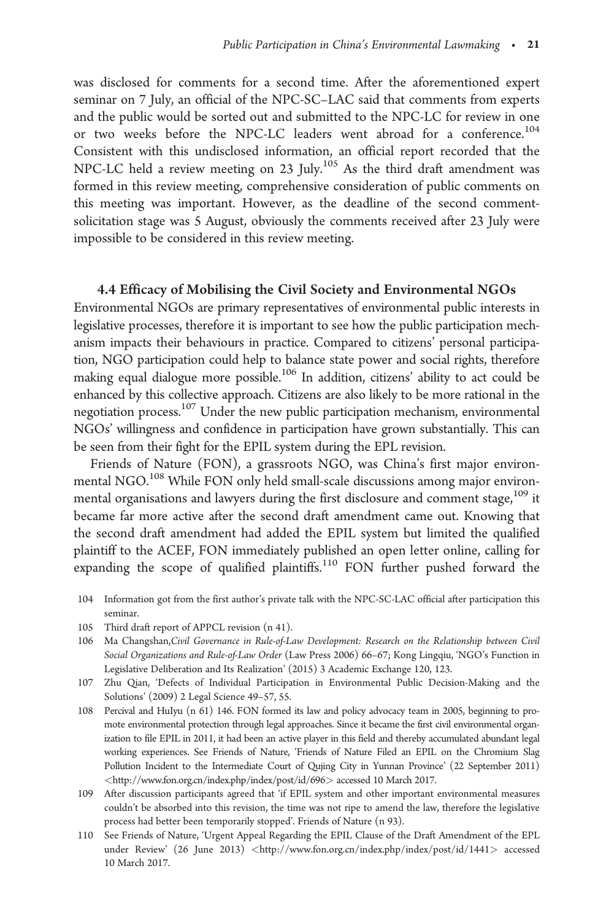was disclosed for comments for a second time. After the aforementioned expert seminar on 7 July, an official of the NPC-SC–LAC said that comments from experts and the public would be sorted out and submitted to the NPC-LC for review in one or two weeks before the NPC-LC leaders went abroad for a conference.[104] Consistent with this undisclosed information, an official report recorded that the NPC-LC held a review meeting on 23 July.[105] As the third draft amendment was formed in this review meeting, comprehensive consideration of public comments on this meeting was important. However, as the deadline of the second comment-solicitation stage was 5 August, obviously the comments received after 23 July were impossible to be considered in this review meeting.

### 4.4 Efficacy of Mobilising the Civil Society and Environmental NGOs

Environmental NGOs are primary representatives of environmental public interests in legislative processes, therefore it is important to see how the public participation mechanism impacts their behaviours in practice. Compared to citizens' personal participation, NGO participation could help to balance state power and social rights, therefore making equal dialogue more possible.[106] In addition, citizens' ability to act could be enhanced by this collective approach. Citizens are also likely to be more rational in the negotiation process.[107] Under the new public participation mechanism, environmental NGOs' willingness and confidence in participation have grown substantially. This can be seen from their fight for the EPIL system during the EPL revision.

Friends of Nature (FON), a grassroots NGO, was China's first major environmental NGO.[108] While FON only held small-scale discussions among major environmental organisations and lawyers during the first disclosure and comment stage,[109] it became far more active after the second draft amendment came out. Knowing that the second draft amendment had added the EPIL system but limited the qualified plaintiff to the ACEF, FON immediately published an open letter online, calling for expanding the scope of qualified plaintiffs.[110] FON further pushed forward the

104 Information got from the first author's private talk with the NPC-SC-LAC official after participation this seminar.

105 Third draft report of APPCL revision (n 41).

106 Ma Changshan, *Civil Governance in Rule-of-Law Development: Research on the Relationship between Civil Social Organizations and Rule-of-Law Order* (Law Press 2006) 66–67; Kong Lingqiu, 'NGO's Function in Legislative Deliberation and Its Realization' (2015) 3 Academic Exchange 120, 123.

107 Zhu Qian, 'Defects of Individual Participation in Environmental Public Decision-Making and the Solutions' (2009) 2 Legal Science 49–57, 55.

108 Percival and HuIyu (n 61) 146. FON formed its law and policy advocacy team in 2005, beginning to promote environmental protection through legal approaches. Since it became the first civil environmental organization to file EPIL in 2011, it had been an active player in this field and thereby accumulated abundant legal working experiences. See Friends of Nature, 'Friends of Nature Filed an EPIL on the Chromium Slag Pollution Incident to the Intermediate Court of Qujing City in Yunnan Province' (22 September 2011) <http://www.fon.org.cn/index.php/index/post/id/696> accessed 10 March 2017.

109 After discussion participants agreed that 'if EPIL system and other important environmental measures couldn't be absorbed into this revision, the time was not ripe to amend the law, therefore the legislative process had better been temporarily stopped'. Friends of Nature (n 93).

110 See Friends of Nature, 'Urgent Appeal Regarding the EPIL Clause of the Draft Amendment of the EPL under Review' (26 June 2013) <http://www.fon.org.cn/index.php/index/post/id/1441> accessed 10 March 2017.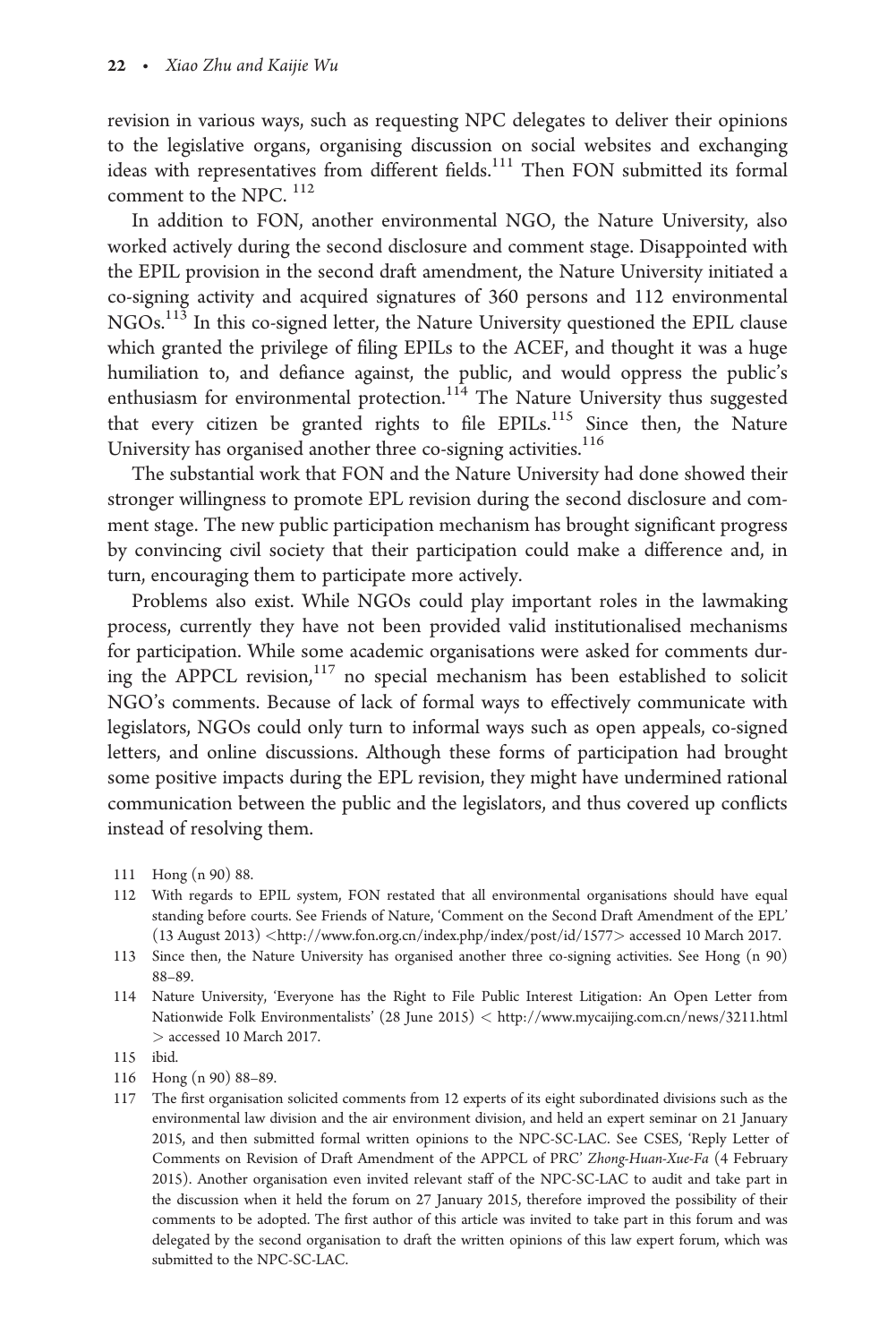revision in various ways, such as requesting NPC delegates to deliver their opinions to the legislative organs, organising discussion on social websites and exchanging ideas with representatives from different fields.[111] Then FON submitted its formal comment to the NPC. [112]

In addition to FON, another environmental NGO, the Nature University, also worked actively during the second disclosure and comment stage. Disappointed with the EPIL provision in the second draft amendment, the Nature University initiated a co-signing activity and acquired signatures of 360 persons and 112 environmental NGOs.[113] In this co-signed letter, the Nature University questioned the EPIL clause which granted the privilege of filing EPILs to the ACEF, and thought it was a huge humiliation to, and defiance against, the public, and would oppress the public's enthusiasm for environmental protection.[114] The Nature University thus suggested that every citizen be granted rights to file EPILs.[115] Since then, the Nature University has organised another three co-signing activities.[116]

The substantial work that FON and the Nature University had done showed their stronger willingness to promote EPL revision during the second disclosure and comment stage. The new public participation mechanism has brought significant progress by convincing civil society that their participation could make a difference and, in turn, encouraging them to participate more actively.

Problems also exist. While NGOs could play important roles in the lawmaking process, currently they have not been provided valid institutionalised mechanisms for participation. While some academic organisations were asked for comments during the APPCL revision,[117] no special mechanism has been established to solicit NGO's comments. Because of lack of formal ways to effectively communicate with legislators, NGOs could only turn to informal ways such as open appeals, co-signed letters, and online discussions. Although these forms of participation had brought some positive impacts during the EPL revision, they might have undermined rational communication between the public and the legislators, and thus covered up conflicts instead of resolving them.

111 Hong (n 90) 88.

112 With regards to EPIL system, FON restated that all environmental organisations should have equal standing before courts. See Friends of Nature, 'Comment on the Second Draft Amendment of the EPL' (13 August 2013) <http://www.fon.org.cn/index.php/index/post/id/1577> accessed 10 March 2017.

113 Since then, the Nature University has organised another three co-signing activities. See Hong (n 90) 88–89.

114 Nature University, 'Everyone has the Right to File Public Interest Litigation: An Open Letter from Nationwide Folk Environmentalists' (28 June 2015) < http://www.mycaijing.com.cn/news/3211.html > accessed 10 March 2017.

115 ibid.

116 Hong (n 90) 88–89.

117 The first organisation solicited comments from 12 experts of its eight subordinated divisions such as the environmental law division and the air environment division, and held an expert seminar on 21 January 2015, and then submitted formal written opinions to the NPC-SC-LAC. See CSES, 'Reply Letter of Comments on Revision of Draft Amendment of the APPCL of PRC' *Zhong-Huan-Xue-Fa* (4 February 2015). Another organisation even invited relevant staff of the NPC-SC-LAC to audit and take part in the discussion when it held the forum on 27 January 2015, therefore improved the possibility of their comments to be adopted. The first author of this article was invited to take part in this forum and was delegated by the second organisation to draft the written opinions of this law expert forum, which was submitted to the NPC-SC-LAC.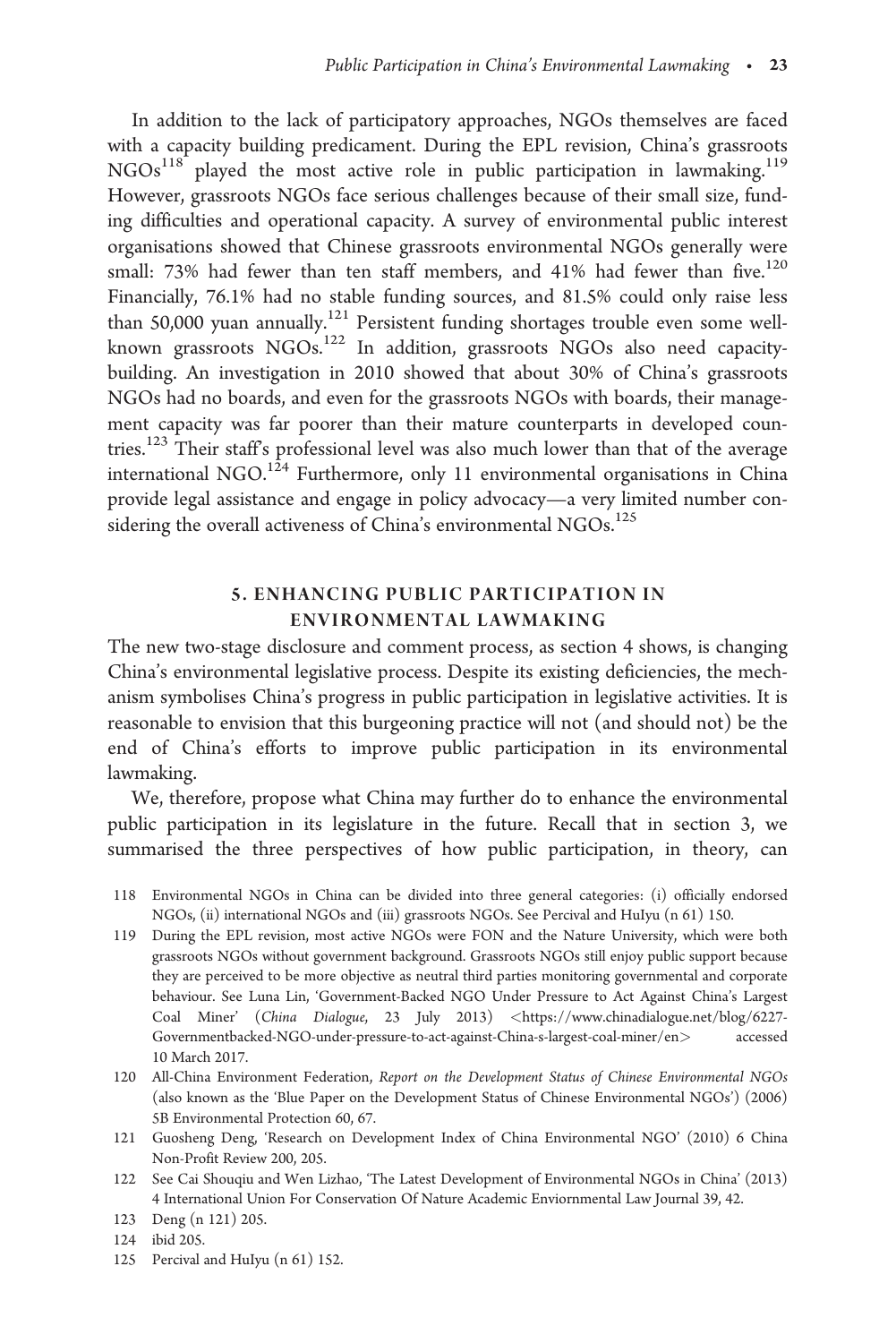In addition to the lack of participatory approaches, NGOs themselves are faced with a capacity building predicament. During the EPL revision, China's grassroots NGOs[118] played the most active role in public participation in lawmaking.[119] However, grassroots NGOs face serious challenges because of their small size, funding difficulties and operational capacity. A survey of environmental public interest organisations showed that Chinese grassroots environmental NGOs generally were small: 73% had fewer than ten staff members, and 41% had fewer than five.[120] Financially, 76.1% had no stable funding sources, and 81.5% could only raise less than 50,000 yuan annually.[121] Persistent funding shortages trouble even some well-known grassroots NGOs.[122] In addition, grassroots NGOs also need capacity-building. An investigation in 2010 showed that about 30% of China's grassroots NGOs had no boards, and even for the grassroots NGOs with boards, their management capacity was far poorer than their mature counterparts in developed countries.[123] Their staff's professional level was also much lower than that of the average international NGO.[124] Furthermore, only 11 environmental organisations in China provide legal assistance and engage in policy advocacy—a very limited number considering the overall activeness of China's environmental NGOs.[125]

## 5. ENHANCING PUBLIC PARTICIPATION IN ENVIRONMENTAL LAWMAKING

The new two-stage disclosure and comment process, as section 4 shows, is changing China's environmental legislative process. Despite its existing deficiencies, the mechanism symbolises China's progress in public participation in legislative activities. It is reasonable to envision that this burgeoning practice will not (and should not) be the end of China's efforts to improve public participation in its environmental lawmaking.

We, therefore, propose what China may further do to enhance the environmental public participation in its legislature in the future. Recall that in section 3, we summarised the three perspectives of how public participation, in theory, can

118 Environmental NGOs in China can be divided into three general categories: (i) officially endorsed NGOs, (ii) international NGOs and (iii) grassroots NGOs. See Percival and HuIyu (n 61) 150.

119 During the EPL revision, most active NGOs were FON and the Nature University, which were both grassroots NGOs without government background. Grassroots NGOs still enjoy public support because they are perceived to be more objective as neutral third parties monitoring governmental and corporate behaviour. See Luna Lin, 'Government-Backed NGO Under Pressure to Act Against China's Largest Coal Miner' (*China Dialogue*, 23 July 2013) <https://www.chinadialogue.net/blog/6227-Governmentbacked-NGO-under-pressure-to-act-against-China-s-largest-coal-miner/en> accessed 10 March 2017.

120 All-China Environment Federation, *Report on the Development Status of Chinese Environmental NGOs* (also known as the 'Blue Paper on the Development Status of Chinese Environmental NGOs') (2006) 5B Environmental Protection 60, 67.

121 Guosheng Deng, 'Research on Development Index of China Environmental NGO' (2010) 6 China Non-Profit Review 200, 205.

122 See Cai Shouqiu and Wen Lizhao, 'The Latest Development of Environmental NGOs in China' (2013) 4 International Union For Conservation Of Nature Academic Enviornmental Law Journal 39, 42.

123 Deng (n 121) 205.

124 ibid 205.

125 Percival and HuIyu (n 61) 152.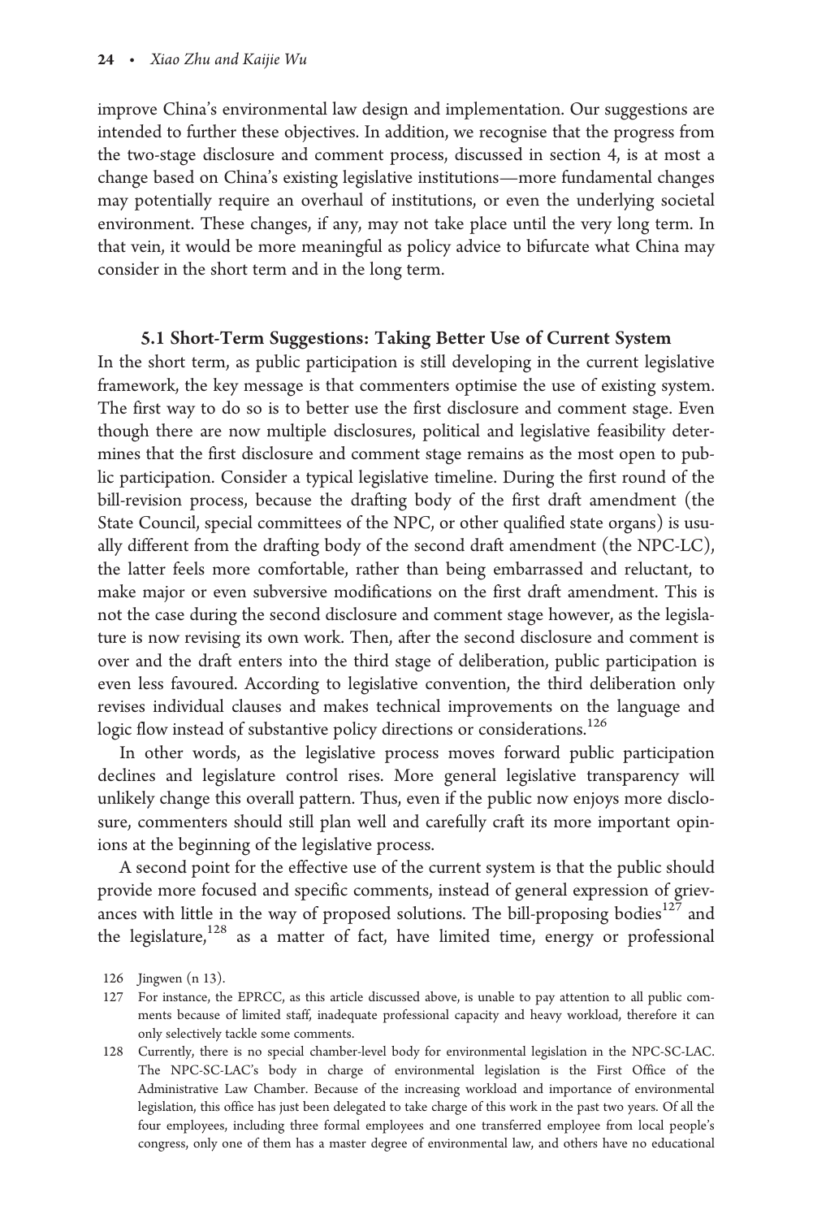improve China's environmental law design and implementation. Our suggestions are intended to further these objectives. In addition, we recognise that the progress from the two-stage disclosure and comment process, discussed in section 4, is at most a change based on China's existing legislative institutions—more fundamental changes may potentially require an overhaul of institutions, or even the underlying societal environment. These changes, if any, may not take place until the very long term. In that vein, it would be more meaningful as policy advice to bifurcate what China may consider in the short term and in the long term.

### 5.1 Short-Term Suggestions: Taking Better Use of Current System

In the short term, as public participation is still developing in the current legislative framework, the key message is that commenters optimise the use of existing system. The first way to do so is to better use the first disclosure and comment stage. Even though there are now multiple disclosures, political and legislative feasibility determines that the first disclosure and comment stage remains as the most open to public participation. Consider a typical legislative timeline. During the first round of the bill-revision process, because the drafting body of the first draft amendment (the State Council, special committees of the NPC, or other qualified state organs) is usually different from the drafting body of the second draft amendment (the NPC-LC), the latter feels more comfortable, rather than being embarrassed and reluctant, to make major or even subversive modifications on the first draft amendment. This is not the case during the second disclosure and comment stage however, as the legislature is now revising its own work. Then, after the second disclosure and comment is over and the draft enters into the third stage of deliberation, public participation is even less favoured. According to legislative convention, the third deliberation only revises individual clauses and makes technical improvements on the language and logic flow instead of substantive policy directions or considerations.[126]

In other words, as the legislative process moves forward public participation declines and legislature control rises. More general legislative transparency will unlikely change this overall pattern. Thus, even if the public now enjoys more disclosure, commenters should still plan well and carefully craft its more important opinions at the beginning of the legislative process.

A second point for the effective use of the current system is that the public should provide more focused and specific comments, instead of general expression of grievances with little in the way of proposed solutions. The bill-proposing bodies[127] and the legislature,[128] as a matter of fact, have limited time, energy or professional

126 Jingwen (n 13).

127 For instance, the EPRCC, as this article discussed above, is unable to pay attention to all public comments because of limited staff, inadequate professional capacity and heavy workload, therefore it can only selectively tackle some comments.

128 Currently, there is no special chamber-level body for environmental legislation in the NPC-SC-LAC. The NPC-SC-LAC's body in charge of environmental legislation is the First Office of the Administrative Law Chamber. Because of the increasing workload and importance of environmental legislation, this office has just been delegated to take charge of this work in the past two years. Of all the four employees, including three formal employees and one transferred employee from local people's congress, only one of them has a master degree of environmental law, and others have no educational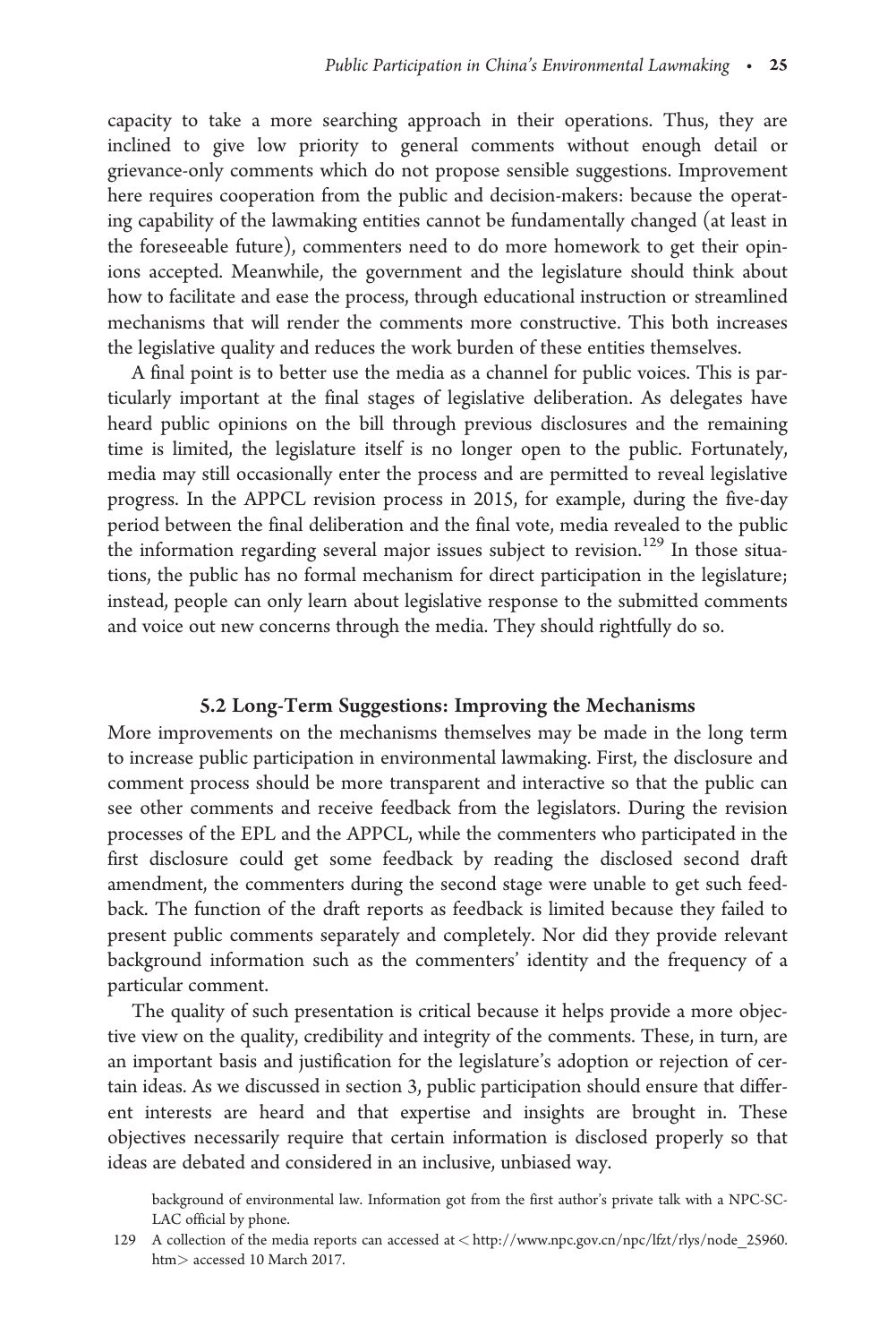capacity to take a more searching approach in their operations. Thus, they are inclined to give low priority to general comments without enough detail or grievance-only comments which do not propose sensible suggestions. Improvement here requires cooperation from the public and decision-makers: because the operating capability of the lawmaking entities cannot be fundamentally changed (at least in the foreseeable future), commenters need to do more homework to get their opinions accepted. Meanwhile, the government and the legislature should think about how to facilitate and ease the process, through educational instruction or streamlined mechanisms that will render the comments more constructive. This both increases the legislative quality and reduces the work burden of these entities themselves.

A final point is to better use the media as a channel for public voices. This is particularly important at the final stages of legislative deliberation. As delegates have heard public opinions on the bill through previous disclosures and the remaining time is limited, the legislature itself is no longer open to the public. Fortunately, media may still occasionally enter the process and are permitted to reveal legislative progress. In the APPCL revision process in 2015, for example, during the five-day period between the final deliberation and the final vote, media revealed to the public the information regarding several major issues subject to revision.[129] In those situations, the public has no formal mechanism for direct participation in the legislature; instead, people can only learn about legislative response to the submitted comments and voice out new concerns through the media. They should rightfully do so.

### 5.2 Long-Term Suggestions: Improving the Mechanisms

More improvements on the mechanisms themselves may be made in the long term to increase public participation in environmental lawmaking. First, the disclosure and comment process should be more transparent and interactive so that the public can see other comments and receive feedback from the legislators. During the revision processes of the EPL and the APPCL, while the commenters who participated in the first disclosure could get some feedback by reading the disclosed second draft amendment, the commenters during the second stage were unable to get such feedback. The function of the draft reports as feedback is limited because they failed to present public comments separately and completely. Nor did they provide relevant background information such as the commenters' identity and the frequency of a particular comment.

The quality of such presentation is critical because it helps provide a more objective view on the quality, credibility and integrity of the comments. These, in turn, are an important basis and justification for the legislature's adoption or rejection of certain ideas. As we discussed in section 3, public participation should ensure that different interests are heard and that expertise and insights are brought in. These objectives necessarily require that certain information is disclosed properly so that ideas are debated and considered in an inclusive, unbiased way.

background of environmental law. Information got from the first author's private talk with a NPC-SC-LAC official by phone.

129 A collection of the media reports can accessed at < http://www.npc.gov.cn/npc/lfzt/rlys/node_25960.htm> accessed 10 March 2017.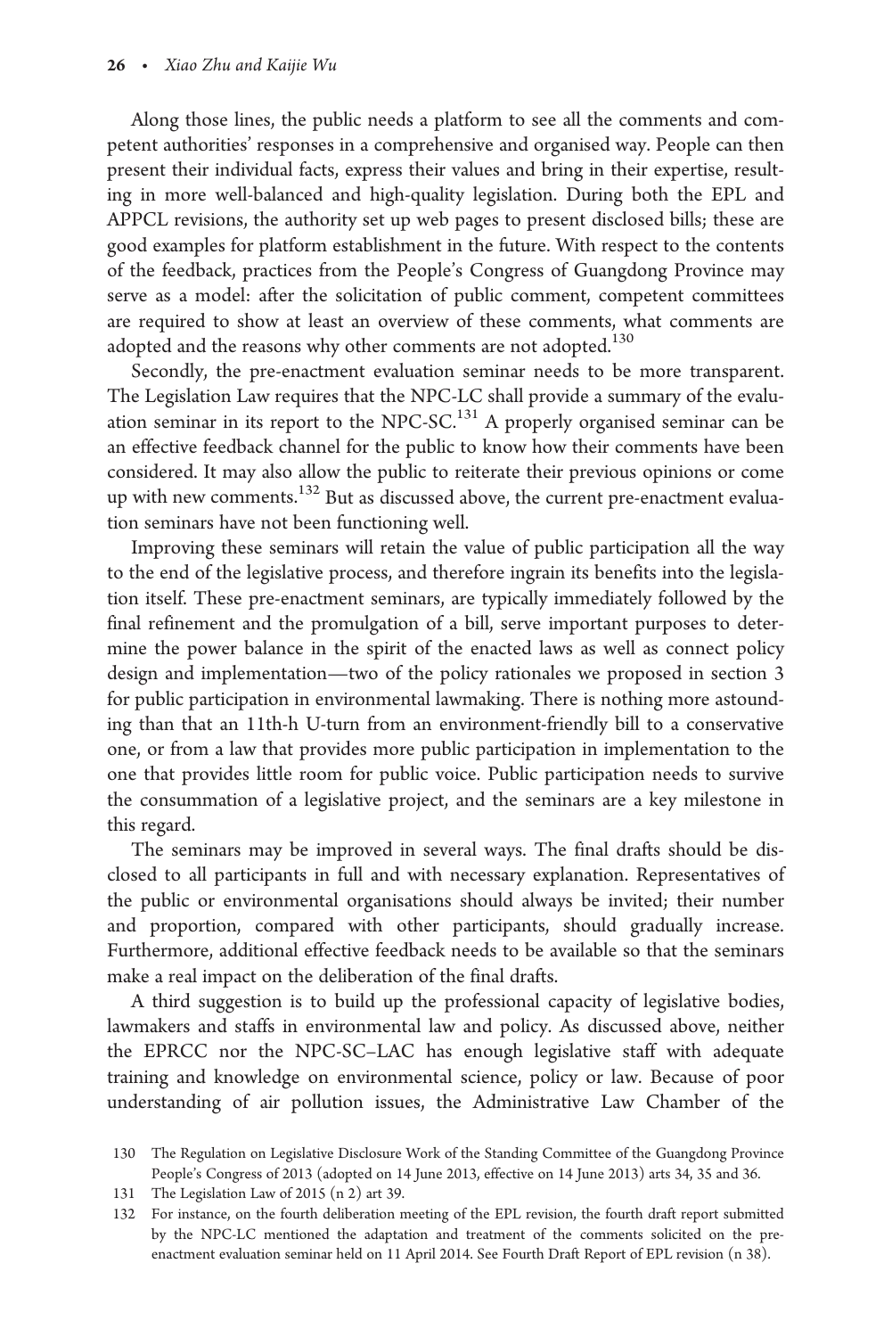Along those lines, the public needs a platform to see all the comments and competent authorities' responses in a comprehensive and organised way. People can then present their individual facts, express their values and bring in their expertise, resulting in more well-balanced and high-quality legislation. During both the EPL and APPCL revisions, the authority set up web pages to present disclosed bills; these are good examples for platform establishment in the future. With respect to the contents of the feedback, practices from the People's Congress of Guangdong Province may serve as a model: after the solicitation of public comment, competent committees are required to show at least an overview of these comments, what comments are adopted and the reasons why other comments are not adopted.[130]

Secondly, the pre-enactment evaluation seminar needs to be more transparent. The Legislation Law requires that the NPC-LC shall provide a summary of the evaluation seminar in its report to the NPC-SC.[131] A properly organised seminar can be an effective feedback channel for the public to know how their comments have been considered. It may also allow the public to reiterate their previous opinions or come up with new comments.[132] But as discussed above, the current pre-enactment evaluation seminars have not been functioning well.

Improving these seminars will retain the value of public participation all the way to the end of the legislative process, and therefore ingrain its benefits into the legislation itself. These pre-enactment seminars, are typically immediately followed by the final refinement and the promulgation of a bill, serve important purposes to determine the power balance in the spirit of the enacted laws as well as connect policy design and implementation—two of the policy rationales we proposed in section 3 for public participation in environmental lawmaking. There is nothing more astounding than that an 11th-h U-turn from an environment-friendly bill to a conservative one, or from a law that provides more public participation in implementation to the one that provides little room for public voice. Public participation needs to survive the consummation of a legislative project, and the seminars are a key milestone in this regard.

The seminars may be improved in several ways. The final drafts should be disclosed to all participants in full and with necessary explanation. Representatives of the public or environmental organisations should always be invited; their number and proportion, compared with other participants, should gradually increase. Furthermore, additional effective feedback needs to be available so that the seminars make a real impact on the deliberation of the final drafts.

A third suggestion is to build up the professional capacity of legislative bodies, lawmakers and staffs in environmental law and policy. As discussed above, neither the EPRCC nor the NPC-SC–LAC has enough legislative staff with adequate training and knowledge on environmental science, policy or law. Because of poor understanding of air pollution issues, the Administrative Law Chamber of the

130 The Regulation on Legislative Disclosure Work of the Standing Committee of the Guangdong Province People's Congress of 2013 (adopted on 14 June 2013, effective on 14 June 2013) arts 34, 35 and 36.

131 The Legislation Law of 2015 (n 2) art 39.

132 For instance, on the fourth deliberation meeting of the EPL revision, the fourth draft report submitted by the NPC-LC mentioned the adaptation and treatment of the comments solicited on the pre-enactment evaluation seminar held on 11 April 2014. See Fourth Draft Report of EPL revision (n 38).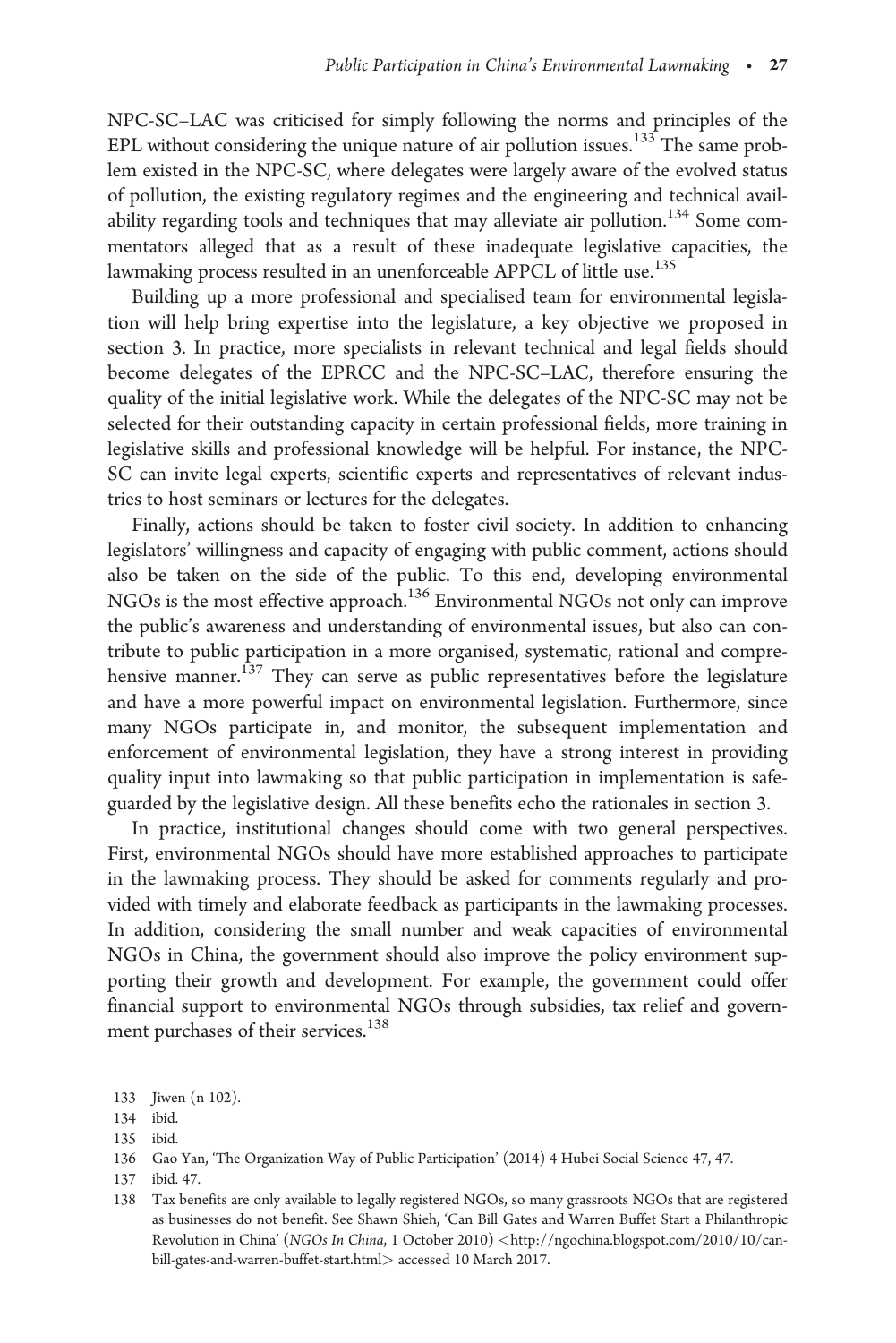NPC-SC–LAC was criticised for simply following the norms and principles of the EPL without considering the unique nature of air pollution issues.[133] The same problem existed in the NPC-SC, where delegates were largely aware of the evolved status of pollution, the existing regulatory regimes and the engineering and technical availability regarding tools and techniques that may alleviate air pollution.[134] Some commentators alleged that as a result of these inadequate legislative capacities, the lawmaking process resulted in an unenforceable APPCL of little use.[135]

Building up a more professional and specialised team for environmental legislation will help bring expertise into the legislature, a key objective we proposed in section 3. In practice, more specialists in relevant technical and legal fields should become delegates of the EPRCC and the NPC-SC–LAC, therefore ensuring the quality of the initial legislative work. While the delegates of the NPC-SC may not be selected for their outstanding capacity in certain professional fields, more training in legislative skills and professional knowledge will be helpful. For instance, the NPC-SC can invite legal experts, scientific experts and representatives of relevant industries to host seminars or lectures for the delegates.

Finally, actions should be taken to foster civil society. In addition to enhancing legislators' willingness and capacity of engaging with public comment, actions should also be taken on the side of the public. To this end, developing environmental NGOs is the most effective approach.[136] Environmental NGOs not only can improve the public's awareness and understanding of environmental issues, but also can contribute to public participation in a more organised, systematic, rational and comprehensive manner.[137] They can serve as public representatives before the legislature and have a more powerful impact on environmental legislation. Furthermore, since many NGOs participate in, and monitor, the subsequent implementation and enforcement of environmental legislation, they have a strong interest in providing quality input into lawmaking so that public participation in implementation is safeguarded by the legislative design. All these benefits echo the rationales in section 3.

In practice, institutional changes should come with two general perspectives. First, environmental NGOs should have more established approaches to participate in the lawmaking process. They should be asked for comments regularly and provided with timely and elaborate feedback as participants in the lawmaking processes. In addition, considering the small number and weak capacities of environmental NGOs in China, the government should also improve the policy environment supporting their growth and development. For example, the government could offer financial support to environmental NGOs through subsidies, tax relief and government purchases of their services.[138]

133 Jiwen (n 102).

134 ibid.

135 ibid.

136 Gao Yan, 'The Organization Way of Public Participation' (2014) 4 Hubei Social Science 47, 47.

137 ibid. 47.

138 Tax benefits are only available to legally registered NGOs, so many grassroots NGOs that are registered as businesses do not benefit. See Shawn Shieh, 'Can Bill Gates and Warren Buffet Start a Philanthropic Revolution in China' (*NGOs In China*, 1 October 2010) <http://ngochina.blogspot.com/2010/10/can-bill-gates-and-warren-buffet-start.html> accessed 10 March 2017.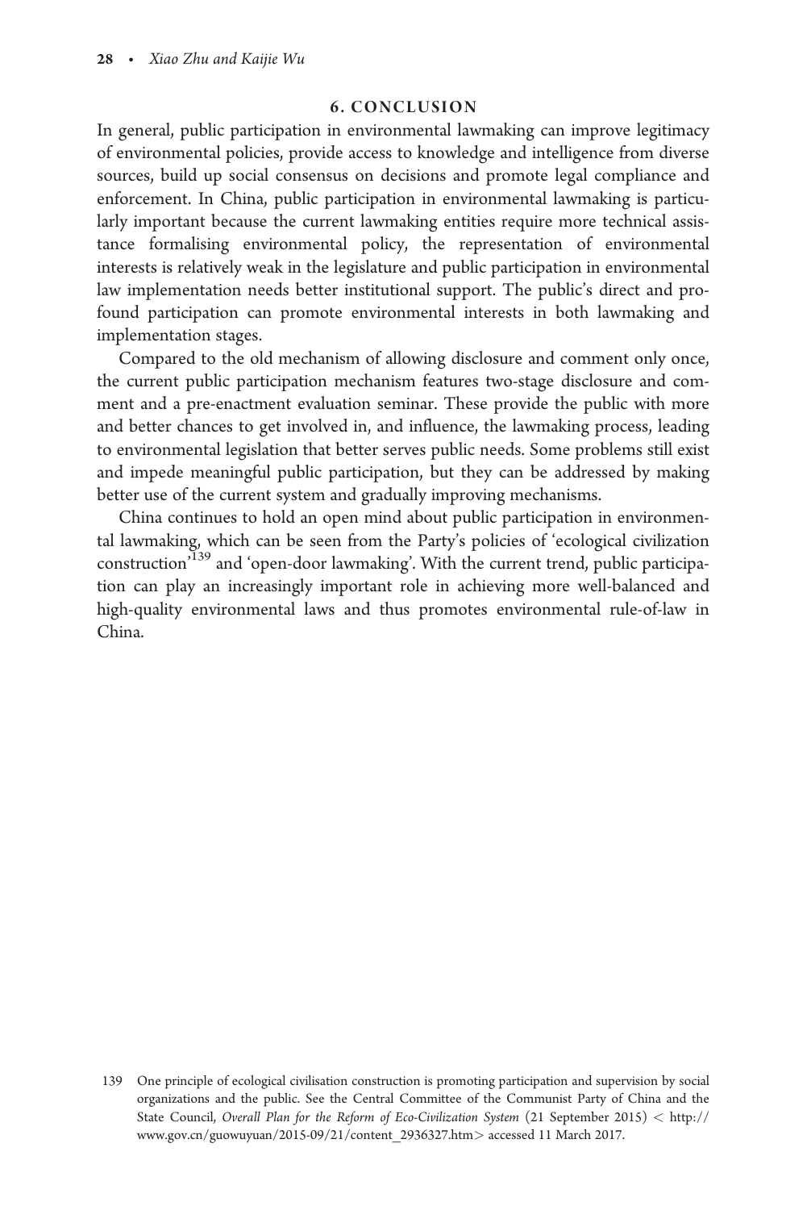## 6. CONCLUSION

In general, public participation in environmental lawmaking can improve legitimacy of environmental policies, provide access to knowledge and intelligence from diverse sources, build up social consensus on decisions and promote legal compliance and enforcement. In China, public participation in environmental lawmaking is particularly important because the current lawmaking entities require more technical assistance formalising environmental policy, the representation of environmental interests is relatively weak in the legislature and public participation in environmental law implementation needs better institutional support. The public's direct and profound participation can promote environmental interests in both lawmaking and implementation stages.

Compared to the old mechanism of allowing disclosure and comment only once, the current public participation mechanism features two-stage disclosure and comment and a pre-enactment evaluation seminar. These provide the public with more and better chances to get involved in, and influence, the lawmaking process, leading to environmental legislation that better serves public needs. Some problems still exist and impede meaningful public participation, but they can be addressed by making better use of the current system and gradually improving mechanisms.

China continues to hold an open mind about public participation in environmental lawmaking, which can be seen from the Party's policies of 'ecological civilization construction'[139] and 'open-door lawmaking'. With the current trend, public participation can play an increasingly important role in achieving more well-balanced and high-quality environmental laws and thus promotes environmental rule-of-law in China.

139 One principle of ecological civilisation construction is promoting participation and supervision by social organizations and the public. See the Central Committee of the Communist Party of China and the State Council, *Overall Plan for the Reform of Eco-Civilization System* (21 September 2015) < http://www.gov.cn/guowuyuan/2015-09/21/content_2936327.htm> accessed 11 March 2017.